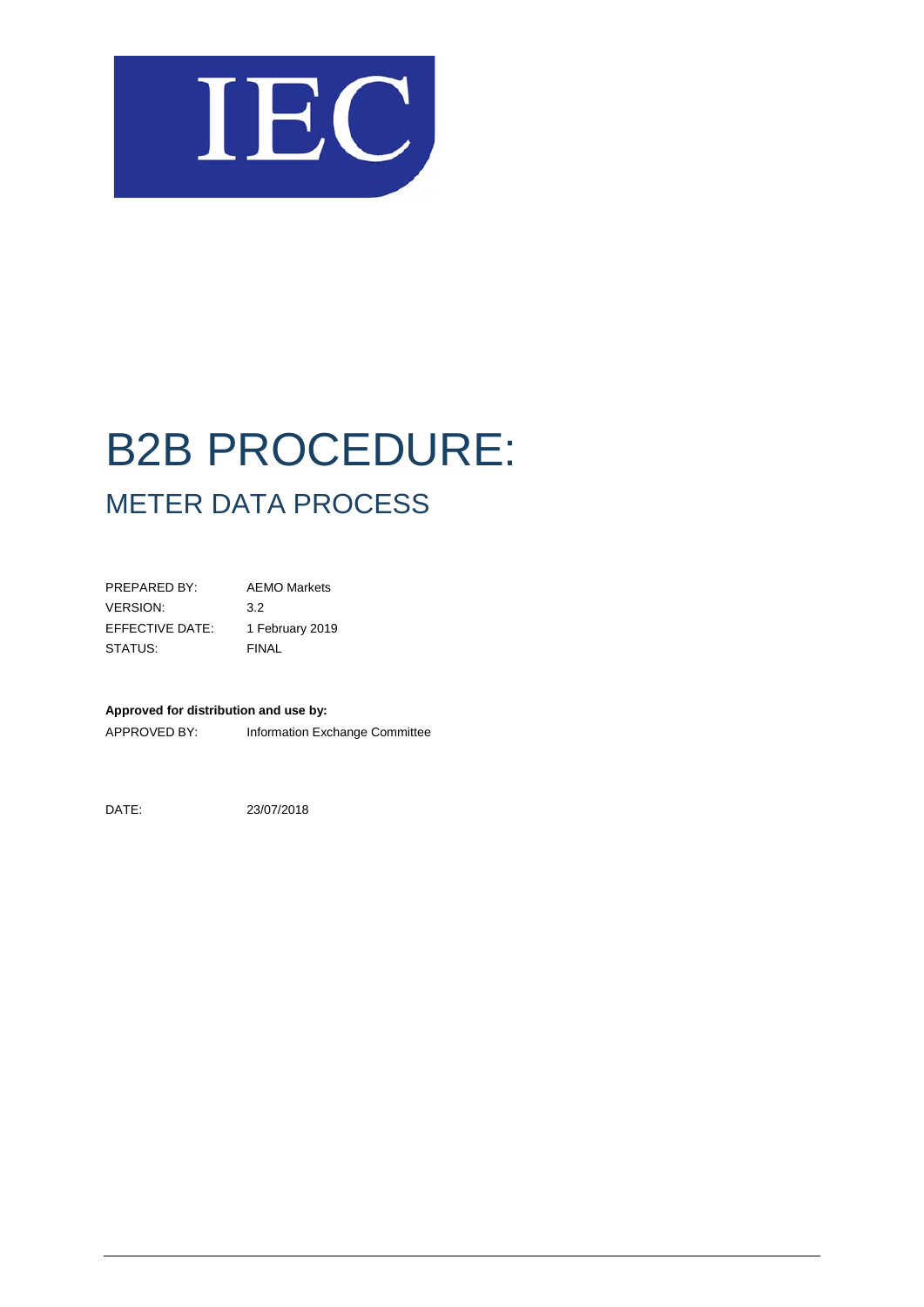IEC

# B2B PROCEDURE:

## METER DATA PROCESS

| | |
|---|---|
| PREPARED BY: | AEMO Markets |
| VERSION: | 3.2 |
| EFFECTIVE DATE: | 1 February 2019 |
| STATUS: | FINAL |

**Approved for distribution and use by:**

APPROVED BY: Information Exchange Committee

DATE: 23/07/2018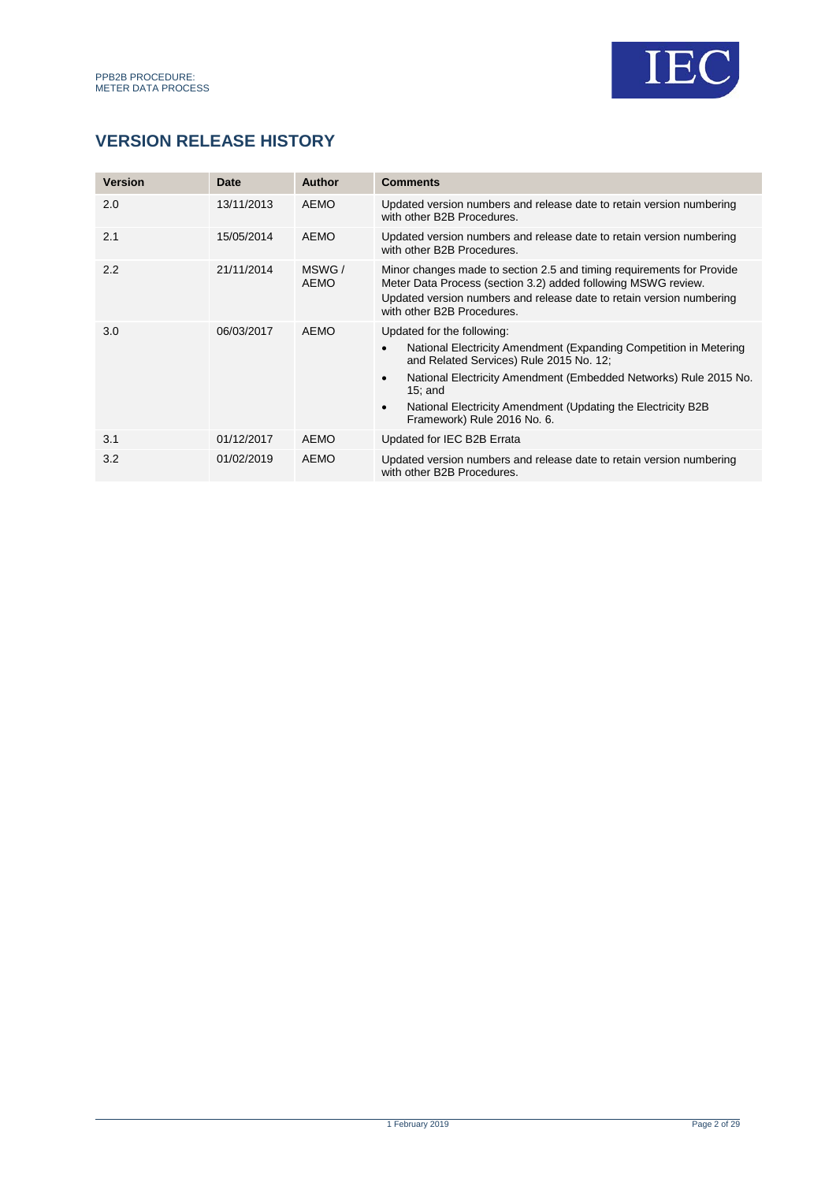## VERSION RELEASE HISTORY

| Version | Date | Author | Comments |
|---|---|---|---|
| 2.0 | 13/11/2013 | AEMO | Updated version numbers and release date to retain version numbering with other B2B Procedures. |
| 2.1 | 15/05/2014 | AEMO | Updated version numbers and release date to retain version numbering with other B2B Procedures. |
| 2.2 | 21/11/2014 | MSWG / AEMO | Minor changes made to section 2.5 and timing requirements for Provide Meter Data Process (section 3.2) added following MSWG review. Updated version numbers and release date to retain version numbering with other B2B Procedures. |
| 3.0 | 06/03/2017 | AEMO | Updated for the following: • National Electricity Amendment (Expanding Competition in Metering and Related Services) Rule 2015 No. 12; • National Electricity Amendment (Embedded Networks) Rule 2015 No. 15; and • National Electricity Amendment (Updating the Electricity B2B Framework) Rule 2016 No. 6. |
| 3.1 | 01/12/2017 | AEMO | Updated for IEC B2B Errata |
| 3.2 | 01/02/2019 | AEMO | Updated version numbers and release date to retain version numbering with other B2B Procedures. |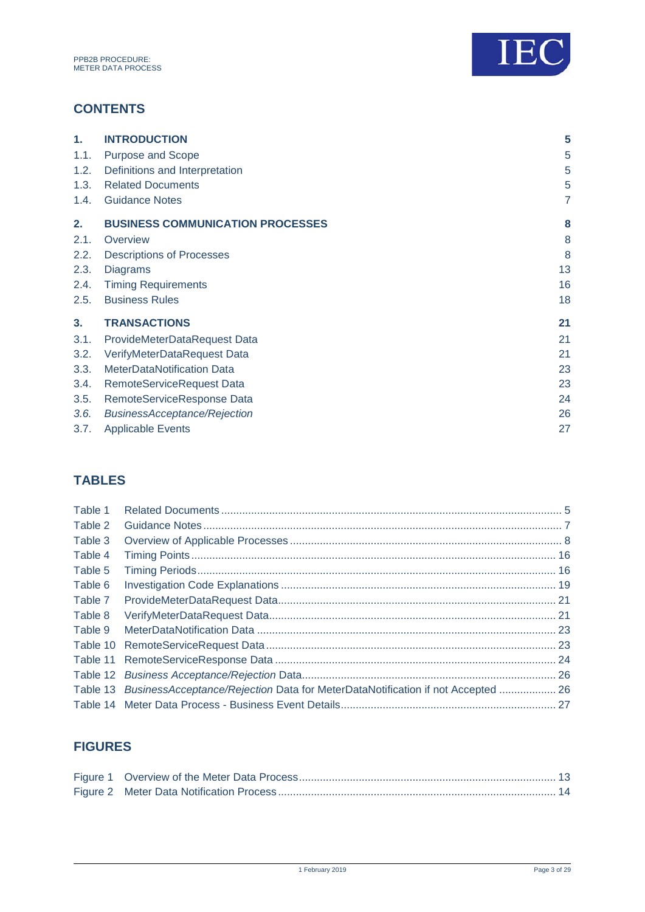## CONTENTS

| | | |
|---|---|---|
| **1.** | **INTRODUCTION** | **5** |
| 1.1. | Purpose and Scope | 5 |
| 1.2. | Definitions and Interpretation | 5 |
| 1.3. | Related Documents | 5 |
| 1.4. | Guidance Notes | 7 |
| **2.** | **BUSINESS COMMUNICATION PROCESSES** | **8** |
| 2.1. | Overview | 8 |
| 2.2. | Descriptions of Processes | 8 |
| 2.3. | Diagrams | 13 |
| 2.4. | Timing Requirements | 16 |
| 2.5. | Business Rules | 18 |
| **3.** | **TRANSACTIONS** | **21** |
| 3.1. | ProvideMeterDataRequest Data | 21 |
| 3.2. | VerifyMeterDataRequest Data | 21 |
| 3.3. | MeterDataNotification Data | 23 |
| 3.4. | RemoteServiceRequest Data | 23 |
| 3.5. | RemoteServiceResponse Data | 24 |
| *3.6.* | *BusinessAcceptance/Rejection* | 26 |
| 3.7. | Applicable Events | 27 |

## TABLES

| | | |
|---|---|---|
| Table 1 | Related Documents | 5 |
| Table 2 | Guidance Notes | 7 |
| Table 3 | Overview of Applicable Processes | 8 |
| Table 4 | Timing Points | 16 |
| Table 5 | Timing Periods | 16 |
| Table 6 | Investigation Code Explanations | 19 |
| Table 7 | ProvideMeterDataRequest Data | 21 |
| Table 8 | VerifyMeterDataRequest Data | 21 |
| Table 9 | MeterDataNotification Data | 23 |
| Table 10 | RemoteServiceRequest Data | 23 |
| Table 11 | RemoteServiceResponse Data | 24 |
| Table 12 | *Business Acceptance/Rejection* Data | 26 |
| Table 13 | *BusinessAcceptance/Rejection* Data for MeterDataNotification if not Accepted | 26 |
| Table 14 | Meter Data Process - Business Event Details | 27 |

## FIGURES

| | | |
|---|---|---|
| Figure 1 | Overview of the Meter Data Process | 13 |
| Figure 2 | Meter Data Notification Process | 14 |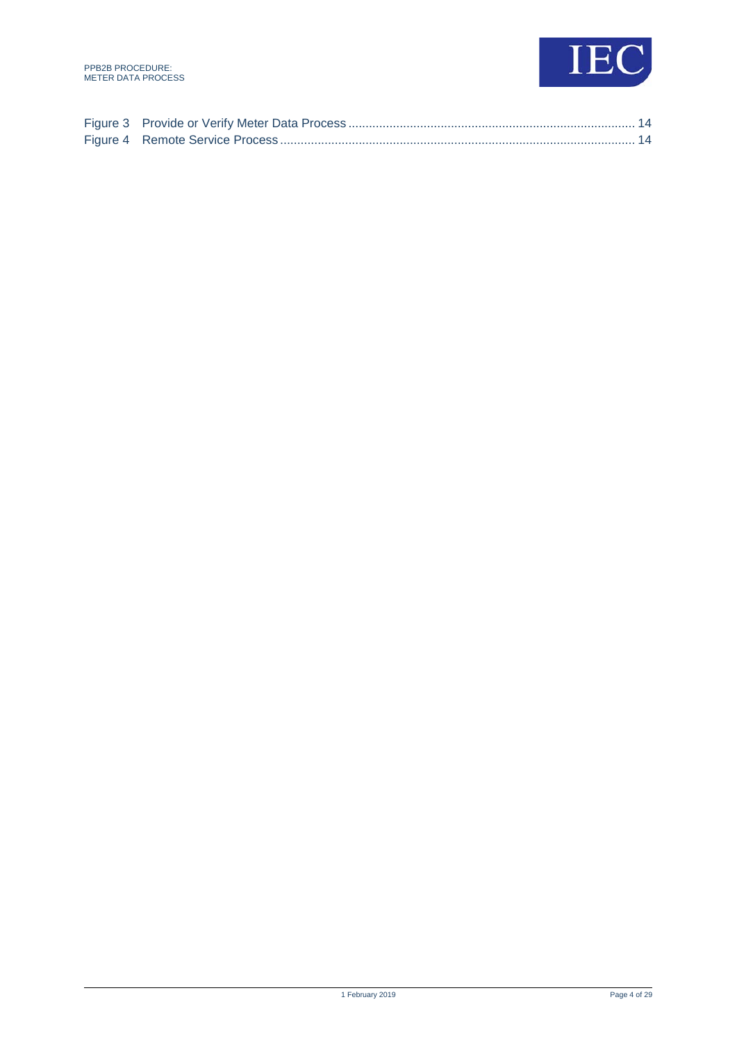Figure 3 Provide or Verify Meter Data Process ..................................................................................... 14
Figure 4 Remote Service Process ......................................................................................................... 14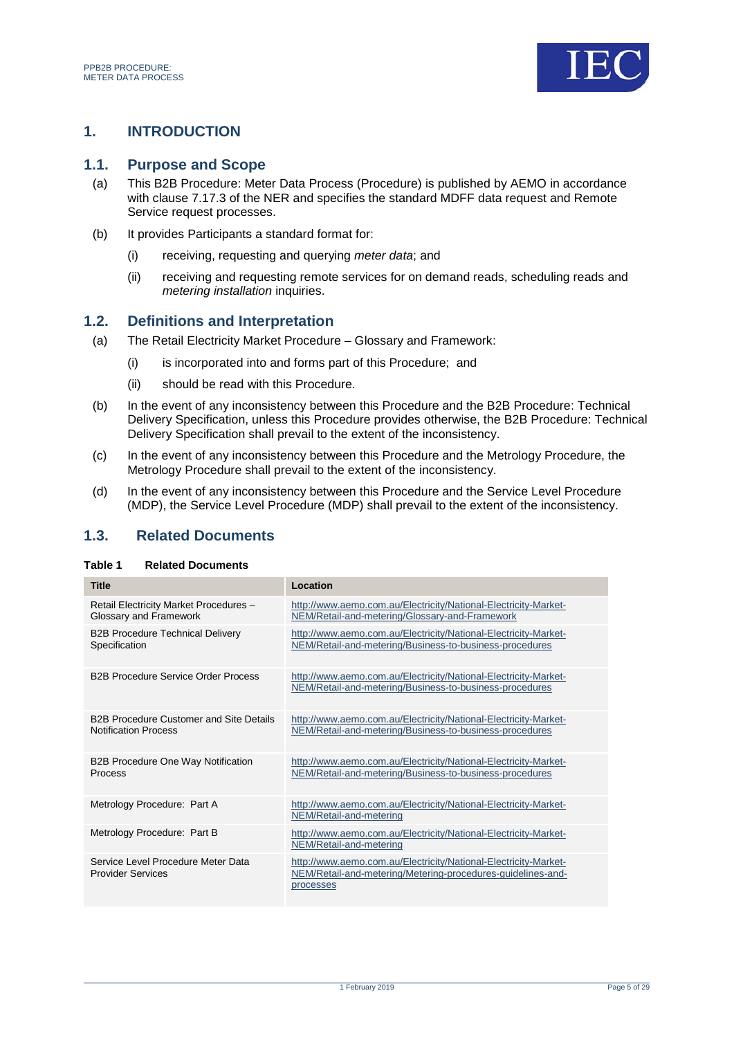# 1. INTRODUCTION

## 1.1. Purpose and Scope

(a) This B2B Procedure: Meter Data Process (Procedure) is published by AEMO in accordance with clause 7.17.3 of the NER and specifies the standard MDFF data request and Remote Service request processes.

(b) It provides Participants a standard format for:

(i) receiving, requesting and querying *meter data*; and

(ii) receiving and requesting remote services for on demand reads, scheduling reads and *metering installation* inquiries.

## 1.2. Definitions and Interpretation

(a) The Retail Electricity Market Procedure – Glossary and Framework:

(i) is incorporated into and forms part of this Procedure; and

(ii) should be read with this Procedure.

(b) In the event of any inconsistency between this Procedure and the B2B Procedure: Technical Delivery Specification, unless this Procedure provides otherwise, the B2B Procedure: Technical Delivery Specification shall prevail to the extent of the inconsistency.

(c) In the event of any inconsistency between this Procedure and the Metrology Procedure, the Metrology Procedure shall prevail to the extent of the inconsistency.

(d) In the event of any inconsistency between this Procedure and the Service Level Procedure (MDP), the Service Level Procedure (MDP) shall prevail to the extent of the inconsistency.

## 1.3. Related Documents

**Table 1 Related Documents**

| Title | Location |
|---|---|
| Retail Electricity Market Procedures – Glossary and Framework | http://www.aemo.com.au/Electricity/National-Electricity-Market-NEM/Retail-and-metering/Glossary-and-Framework |
| B2B Procedure Technical Delivery Specification | http://www.aemo.com.au/Electricity/National-Electricity-Market-NEM/Retail-and-metering/Business-to-business-procedures |
| B2B Procedure Service Order Process | http://www.aemo.com.au/Electricity/National-Electricity-Market-NEM/Retail-and-metering/Business-to-business-procedures |
| B2B Procedure Customer and Site Details Notification Process | http://www.aemo.com.au/Electricity/National-Electricity-Market-NEM/Retail-and-metering/Business-to-business-procedures |
| B2B Procedure One Way Notification Process | http://www.aemo.com.au/Electricity/National-Electricity-Market-NEM/Retail-and-metering/Business-to-business-procedures |
| Metrology Procedure: Part A | http://www.aemo.com.au/Electricity/National-Electricity-Market-NEM/Retail-and-metering |
| Metrology Procedure: Part B | http://www.aemo.com.au/Electricity/National-Electricity-Market-NEM/Retail-and-metering |
| Service Level Procedure Meter Data Provider Services | http://www.aemo.com.au/Electricity/National-Electricity-Market-NEM/Retail-and-metering/Metering-procedures-guidelines-and-processes |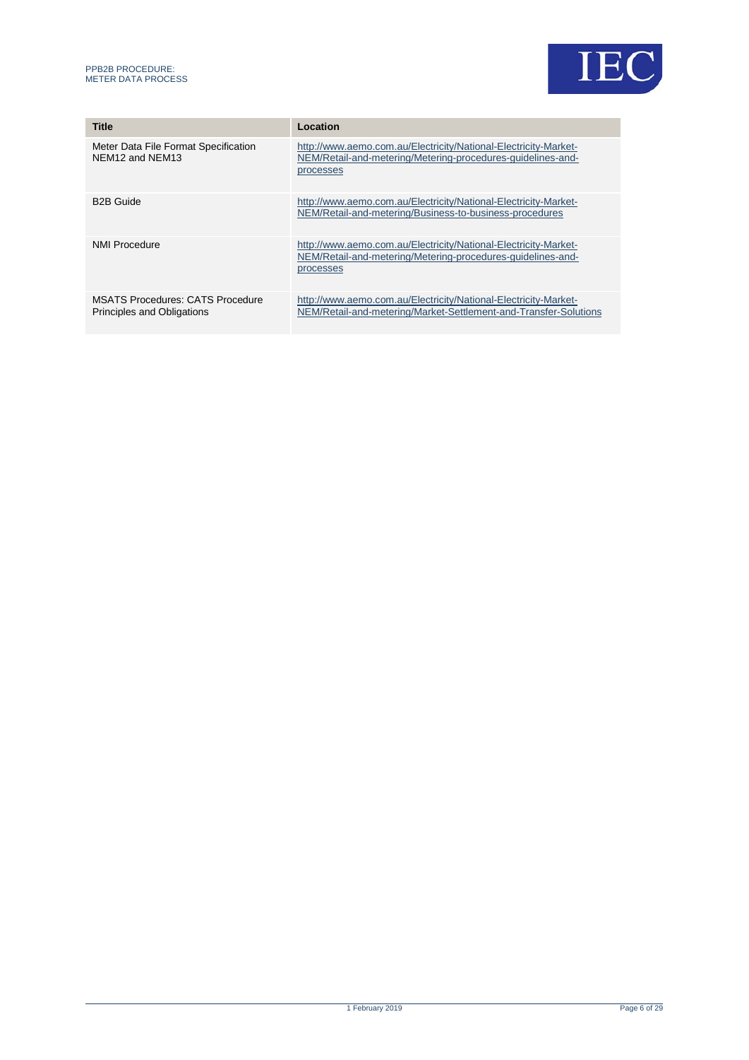| Title | Location |
| --- | --- |
| Meter Data File Format Specification NEM12 and NEM13 | http://www.aemo.com.au/Electricity/National-Electricity-Market-NEM/Retail-and-metering/Metering-procedures-guidelines-and-processes |
| B2B Guide | http://www.aemo.com.au/Electricity/National-Electricity-Market-NEM/Retail-and-metering/Business-to-business-procedures |
| NMI Procedure | http://www.aemo.com.au/Electricity/National-Electricity-Market-NEM/Retail-and-metering/Metering-procedures-guidelines-and-processes |
| MSATS Procedures: CATS Procedure Principles and Obligations | http://www.aemo.com.au/Electricity/National-Electricity-Market-NEM/Retail-and-metering/Market-Settlement-and-Transfer-Solutions |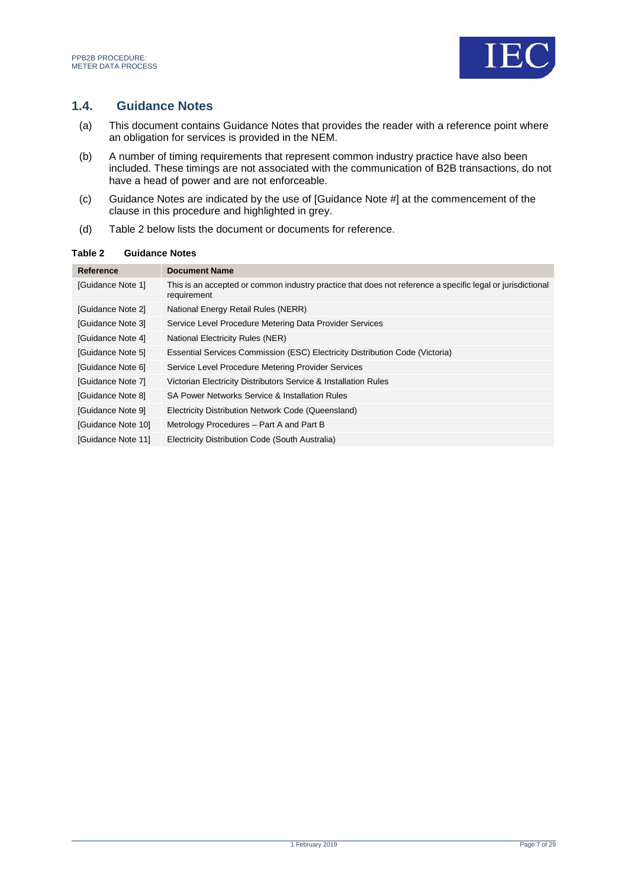## 1.4. Guidance Notes

(a) This document contains Guidance Notes that provides the reader with a reference point where an obligation for services is provided in the NEM.

(b) A number of timing requirements that represent common industry practice have also been included. These timings are not associated with the communication of B2B transactions, do not have a head of power and are not enforceable.

(c) Guidance Notes are indicated by the use of [Guidance Note #] at the commencement of the clause in this procedure and highlighted in grey.

(d) Table 2 below lists the document or documents for reference.

**Table 2 Guidance Notes**

| Reference | Document Name |
|---|---|
| [Guidance Note 1] | This is an accepted or common industry practice that does not reference a specific legal or jurisdictional requirement |
| [Guidance Note 2] | National Energy Retail Rules (NERR) |
| [Guidance Note 3] | Service Level Procedure Metering Data Provider Services |
| [Guidance Note 4] | National Electricity Rules (NER) |
| [Guidance Note 5] | Essential Services Commission (ESC) Electricity Distribution Code (Victoria) |
| [Guidance Note 6] | Service Level Procedure Metering Provider Services |
| [Guidance Note 7] | Victorian Electricity Distributors Service & Installation Rules |
| [Guidance Note 8] | SA Power Networks Service & Installation Rules |
| [Guidance Note 9] | Electricity Distribution Network Code (Queensland) |
| [Guidance Note 10] | Metrology Procedures – Part A and Part B |
| [Guidance Note 11] | Electricity Distribution Code (South Australia) |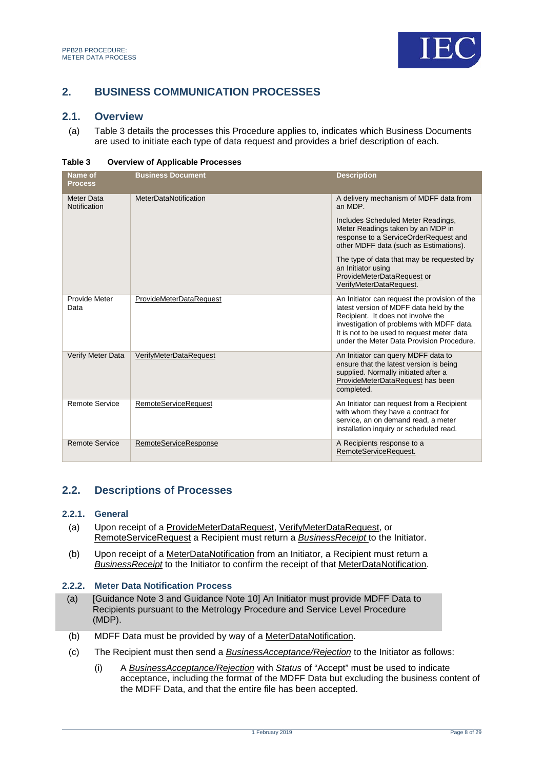## 2. BUSINESS COMMUNICATION PROCESSES

### 2.1. Overview

(a) Table 3 details the processes this Procedure applies to, indicates which Business Documents are used to initiate each type of data request and provides a brief description of each.

**Table 3 Overview of Applicable Processes**

| Name of Process | Business Document | Description |
|---|---|---|
| Meter Data Notification | MeterDataNotification | A delivery mechanism of MDFF data from an MDP.<br><br>Includes Scheduled Meter Readings, Meter Readings taken by an MDP in response to a ServiceOrderRequest and other MDFF data (such as Estimations).<br><br>The type of data that may be requested by an Initiator using ProvideMeterDataRequest or VerifyMeterDataRequest. |
| Provide Meter Data | ProvideMeterDataRequest | An Initiator can request the provision of the latest version of MDFF data held by the Recipient. It does not involve the investigation of problems with MDFF data. It is not to be used to request meter data under the Meter Data Provision Procedure. |
| Verify Meter Data | VerifyMeterDataRequest | An Initiator can query MDFF data to ensure that the latest version is being supplied. Normally initiated after a ProvideMeterDataRequest has been completed. |
| Remote Service | RemoteServiceRequest | An Initiator can request from a Recipient with whom they have a contract for service, an on demand read, a meter installation inquiry or scheduled read. |
| Remote Service | RemoteServiceResponse | A Recipients response to a RemoteServiceRequest. |

### 2.2. Descriptions of Processes

#### 2.2.1. General

(a) Upon receipt of a ProvideMeterDataRequest, VerifyMeterDataRequest, or RemoteServiceRequest a Recipient must return a *BusinessReceipt* to the Initiator.

(b) Upon receipt of a MeterDataNotification from an Initiator, a Recipient must return a *BusinessReceipt* to the Initiator to confirm the receipt of that MeterDataNotification.

#### 2.2.2. Meter Data Notification Process

(a) [Guidance Note 3 and Guidance Note 10] An Initiator must provide MDFF Data to Recipients pursuant to the Metrology Procedure and Service Level Procedure (MDP).

(b) MDFF Data must be provided by way of a MeterDataNotification.

(c) The Recipient must then send a *BusinessAcceptance/Rejection* to the Initiator as follows:

(i) A *BusinessAcceptance/Rejection* with *Status* of "Accept" must be used to indicate acceptance, including the format of the MDFF Data but excluding the business content of the MDFF Data, and that the entire file has been accepted.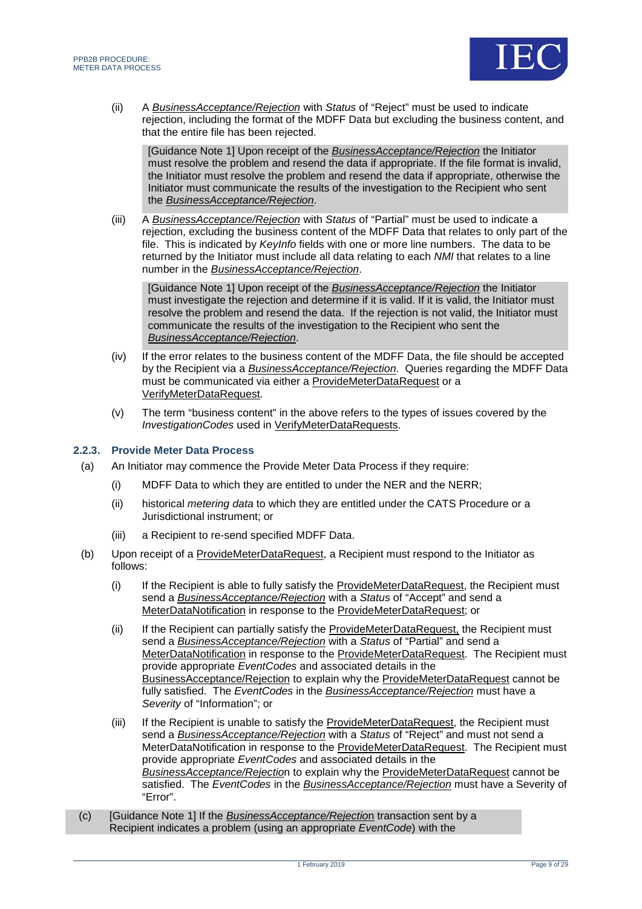(ii) A *BusinessAcceptance/Rejection* with *Status* of "Reject" must be used to indicate rejection, including the format of the MDFF Data but excluding the business content, and that the entire file has been rejected.

> [Guidance Note 1] Upon receipt of the *BusinessAcceptance/Rejection* the Initiator must resolve the problem and resend the data if appropriate. If the file format is invalid, the Initiator must resolve the problem and resend the data if appropriate, otherwise the Initiator must communicate the results of the investigation to the Recipient who sent the *BusinessAcceptance/Rejection*.

(iii) A *BusinessAcceptance/Rejection* with *Status* of "Partial" must be used to indicate a rejection, excluding the business content of the MDFF Data that relates to only part of the file. This is indicated by *KeyInfo* fields with one or more line numbers. The data to be returned by the Initiator must include all data relating to each *NMI* that relates to a line number in the *BusinessAcceptance/Rejection*.

> [Guidance Note 1] Upon receipt of the *BusinessAcceptance/Rejection* the Initiator must investigate the rejection and determine if it is valid. If it is valid, the Initiator must resolve the problem and resend the data. If the rejection is not valid, the Initiator must communicate the results of the investigation to the Recipient who sent the *BusinessAcceptance/Rejection*.

(iv) If the error relates to the business content of the MDFF Data, the file should be accepted by the Recipient via a *BusinessAcceptance/Rejection*. Queries regarding the MDFF Data must be communicated via either a ProvideMeterDataRequest or a VerifyMeterDataRequest.

(v) The term "business content" in the above refers to the types of issues covered by the *InvestigationCodes* used in VerifyMeterDataRequests.

### 2.2.3. Provide Meter Data Process

(a) An Initiator may commence the Provide Meter Data Process if they require:

(i) MDFF Data to which they are entitled to under the NER and the NERR;

(ii) historical *metering data* to which they are entitled under the CATS Procedure or a Jurisdictional instrument; or

(iii) a Recipient to re-send specified MDFF Data.

(b) Upon receipt of a ProvideMeterDataRequest, a Recipient must respond to the Initiator as follows:

(i) If the Recipient is able to fully satisfy the ProvideMeterDataRequest, the Recipient must send a *BusinessAcceptance/Rejection* with a *Status* of "Accept" and send a MeterDataNotification in response to the ProvideMeterDataRequest; or

(ii) If the Recipient can partially satisfy the ProvideMeterDataRequest, the Recipient must send a *BusinessAcceptance/Rejection* with a *Status* of "Partial" and send a MeterDataNotification in response to the ProvideMeterDataRequest. The Recipient must provide appropriate *EventCodes* and associated details in the BusinessAcceptance/Rejection to explain why the ProvideMeterDataRequest cannot be fully satisfied. The *EventCodes* in the *BusinessAcceptance/Rejection* must have a *Severity* of "Information"; or

(iii) If the Recipient is unable to satisfy the ProvideMeterDataRequest, the Recipient must send a *BusinessAcceptance/Rejection* with a *Status* of "Reject" and must not send a MeterDataNotification in response to the ProvideMeterDataRequest. The Recipient must provide appropriate *EventCodes* and associated details in the *BusinessAcceptance/Rejection* to explain why the ProvideMeterDataRequest cannot be satisfied. The *EventCodes* in the *BusinessAcceptance/Rejection* must have a Severity of "Error".

(c) [Guidance Note 1] If the *BusinessAcceptance/Rejection* transaction sent by a Recipient indicates a problem (using an appropriate *EventCode*) with the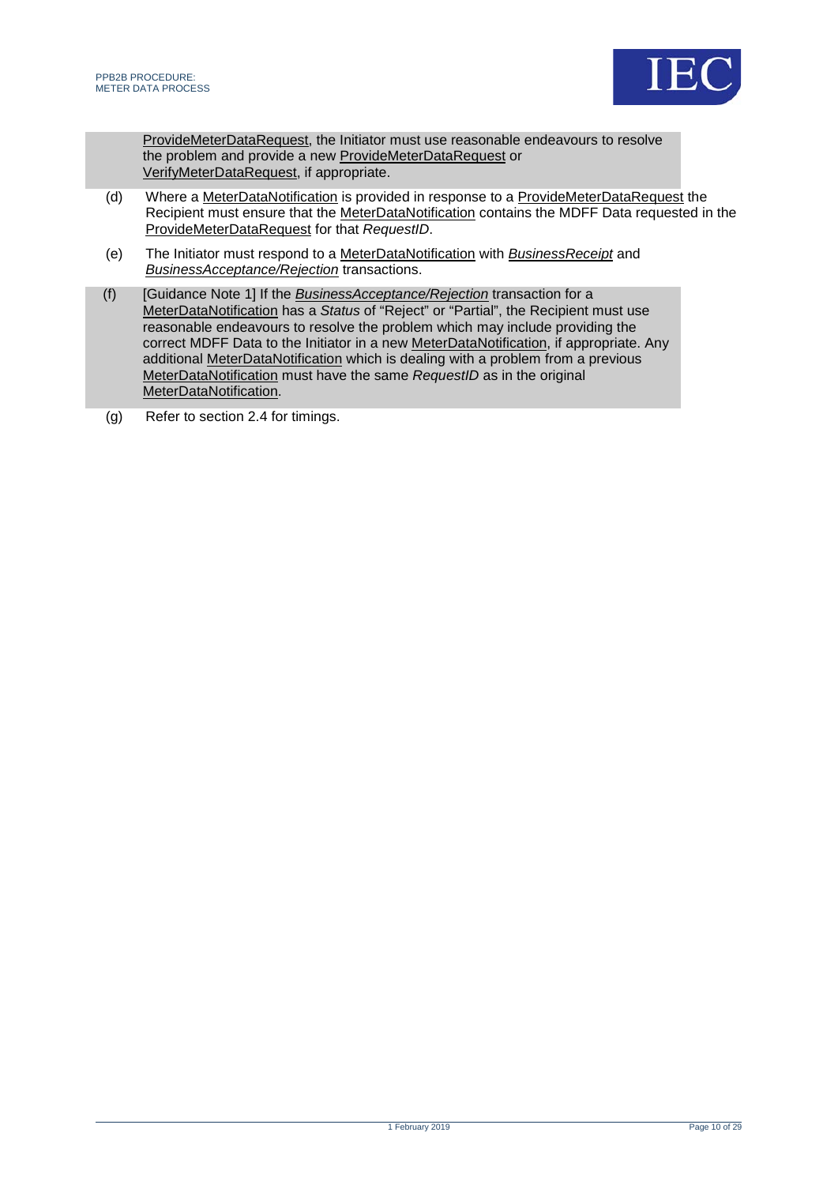ProvideMeterDataRequest, the Initiator must use reasonable endeavours to resolve the problem and provide a new ProvideMeterDataRequest or VerifyMeterDataRequest, if appropriate.

(d) Where a MeterDataNotification is provided in response to a ProvideMeterDataRequest the Recipient must ensure that the MeterDataNotification contains the MDFF Data requested in the ProvideMeterDataRequest for that *RequestID*.

(e) The Initiator must respond to a MeterDataNotification with *BusinessReceipt* and *BusinessAcceptance/Rejection* transactions.

(f) [Guidance Note 1] If the *BusinessAcceptance/Rejection* transaction for a MeterDataNotification has a *Status* of "Reject" or "Partial", the Recipient must use reasonable endeavours to resolve the problem which may include providing the correct MDFF Data to the Initiator in a new MeterDataNotification, if appropriate. Any additional MeterDataNotification which is dealing with a problem from a previous MeterDataNotification must have the same *RequestID* as in the original MeterDataNotification.

(g) Refer to section 2.4 for timings.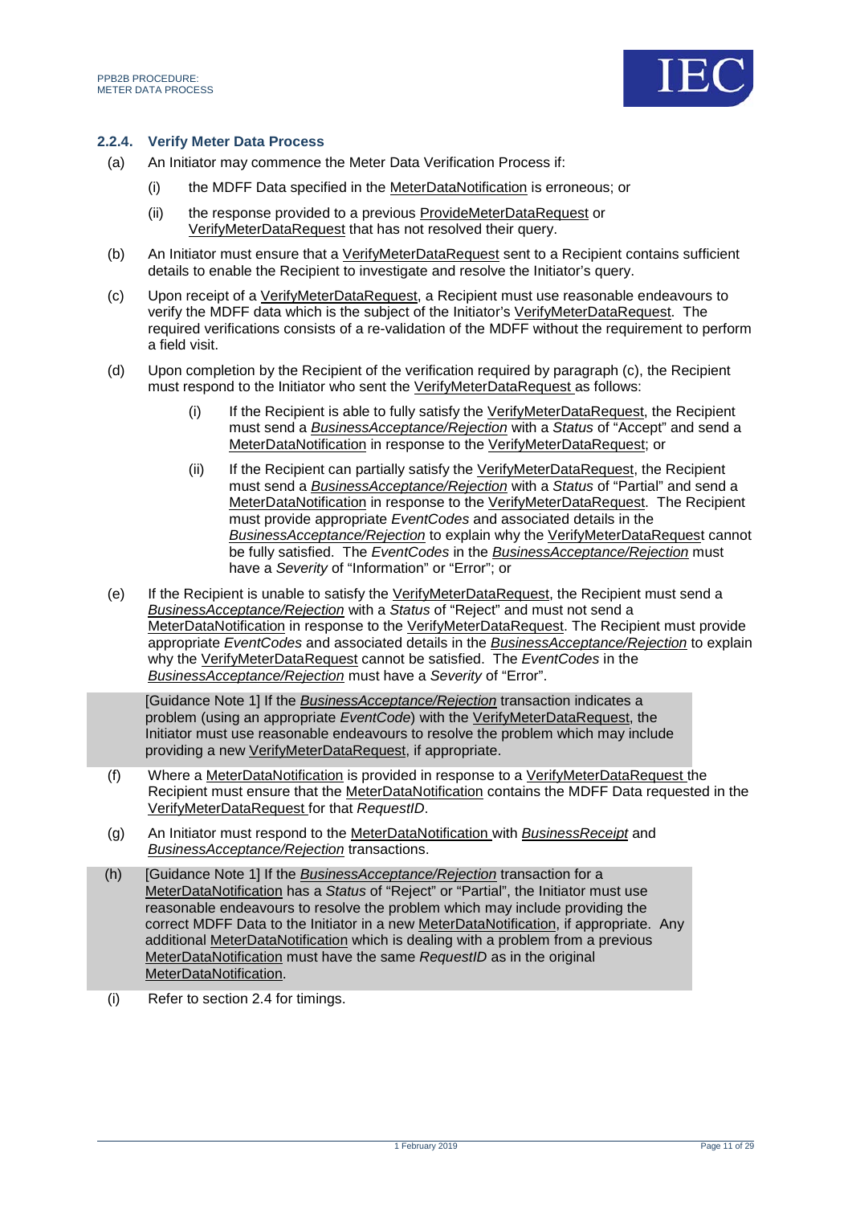### 2.2.4. Verify Meter Data Process

(a) An Initiator may commence the Meter Data Verification Process if:

  (i) the MDFF Data specified in the MeterDataNotification is erroneous; or

  (ii) the response provided to a previous ProvideMeterDataRequest or VerifyMeterDataRequest that has not resolved their query.

(b) An Initiator must ensure that a VerifyMeterDataRequest sent to a Recipient contains sufficient details to enable the Recipient to investigate and resolve the Initiator's query.

(c) Upon receipt of a VerifyMeterDataRequest, a Recipient must use reasonable endeavours to verify the MDFF data which is the subject of the Initiator's VerifyMeterDataRequest. The required verifications consists of a re-validation of the MDFF without the requirement to perform a field visit.

(d) Upon completion by the Recipient of the verification required by paragraph (c), the Recipient must respond to the Initiator who sent the VerifyMeterDataRequest as follows:

  (i) If the Recipient is able to fully satisfy the VerifyMeterDataRequest, the Recipient must send a *BusinessAcceptance/Rejection* with a *Status* of "Accept" and send a MeterDataNotification in response to the VerifyMeterDataRequest; or

  (ii) If the Recipient can partially satisfy the VerifyMeterDataRequest, the Recipient must send a *BusinessAcceptance/Rejection* with a *Status* of "Partial" and send a MeterDataNotification in response to the VerifyMeterDataRequest. The Recipient must provide appropriate *EventCodes* and associated details in the *BusinessAcceptance/Rejection* to explain why the VerifyMeterDataRequest cannot be fully satisfied. The *EventCodes* in the *BusinessAcceptance/Rejection* must have a *Severity* of "Information" or "Error"; or

(e) If the Recipient is unable to satisfy the VerifyMeterDataRequest, the Recipient must send a *BusinessAcceptance/Rejection* with a *Status* of "Reject" and must not send a MeterDataNotification in response to the VerifyMeterDataRequest. The Recipient must provide appropriate *EventCodes* and associated details in the *BusinessAcceptance/Rejection* to explain why the VerifyMeterDataRequest cannot be satisfied. The *EventCodes* in the *BusinessAcceptance/Rejection* must have a *Severity* of "Error".

> [Guidance Note 1] If the *BusinessAcceptance/Rejection* transaction indicates a problem (using an appropriate *EventCode*) with the VerifyMeterDataRequest, the Initiator must use reasonable endeavours to resolve the problem which may include providing a new VerifyMeterDataRequest, if appropriate.

(f) Where a MeterDataNotification is provided in response to a VerifyMeterDataRequest the Recipient must ensure that the MeterDataNotification contains the MDFF Data requested in the VerifyMeterDataRequest for that *RequestID*.

(g) An Initiator must respond to the MeterDataNotification with *BusinessReceipt* and *BusinessAcceptance/Rejection* transactions.

(h) [Guidance Note 1] If the *BusinessAcceptance/Rejection* transaction for a MeterDataNotification has a *Status* of "Reject" or "Partial", the Initiator must use reasonable endeavours to resolve the problem which may include providing the correct MDFF Data to the Initiator in a new MeterDataNotification, if appropriate. Any additional MeterDataNotification which is dealing with a problem from a previous MeterDataNotification must have the same *RequestID* as in the original MeterDataNotification.

(i) Refer to section 2.4 for timings.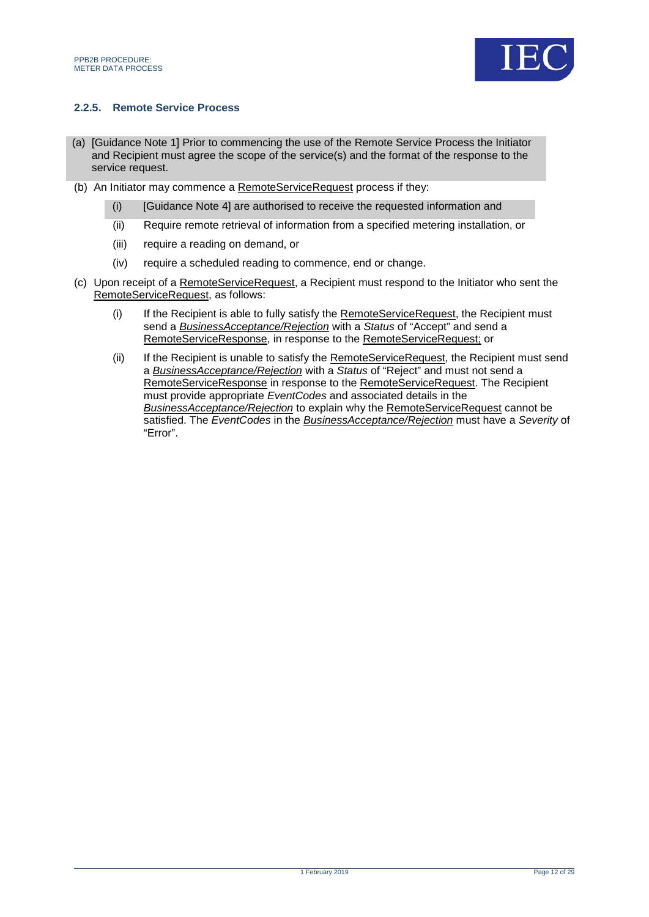### 2.2.5. Remote Service Process

(a) [Guidance Note 1] Prior to commencing the use of the Remote Service Process the Initiator and Recipient must agree the scope of the service(s) and the format of the response to the service request.

(b) An Initiator may commence a RemoteServiceRequest process if they:

   (i) [Guidance Note 4] are authorised to receive the requested information and

   (ii) Require remote retrieval of information from a specified metering installation, or

   (iii) require a reading on demand, or

   (iv) require a scheduled reading to commence, end or change.

(c) Upon receipt of a RemoteServiceRequest, a Recipient must respond to the Initiator who sent the RemoteServiceRequest, as follows:

   (i) If the Recipient is able to fully satisfy the RemoteServiceRequest, the Recipient must send a *BusinessAcceptance/Rejection* with a *Status* of "Accept" and send a RemoteServiceResponse, in response to the RemoteServiceRequest; or

   (ii) If the Recipient is unable to satisfy the RemoteServiceRequest, the Recipient must send a *BusinessAcceptance/Rejection* with a *Status* of "Reject" and must not send a RemoteServiceResponse in response to the RemoteServiceRequest. The Recipient must provide appropriate *EventCodes* and associated details in the *BusinessAcceptance/Rejection* to explain why the RemoteServiceRequest cannot be satisfied. The *EventCodes* in the *BusinessAcceptance/Rejection* must have a *Severity* of "Error".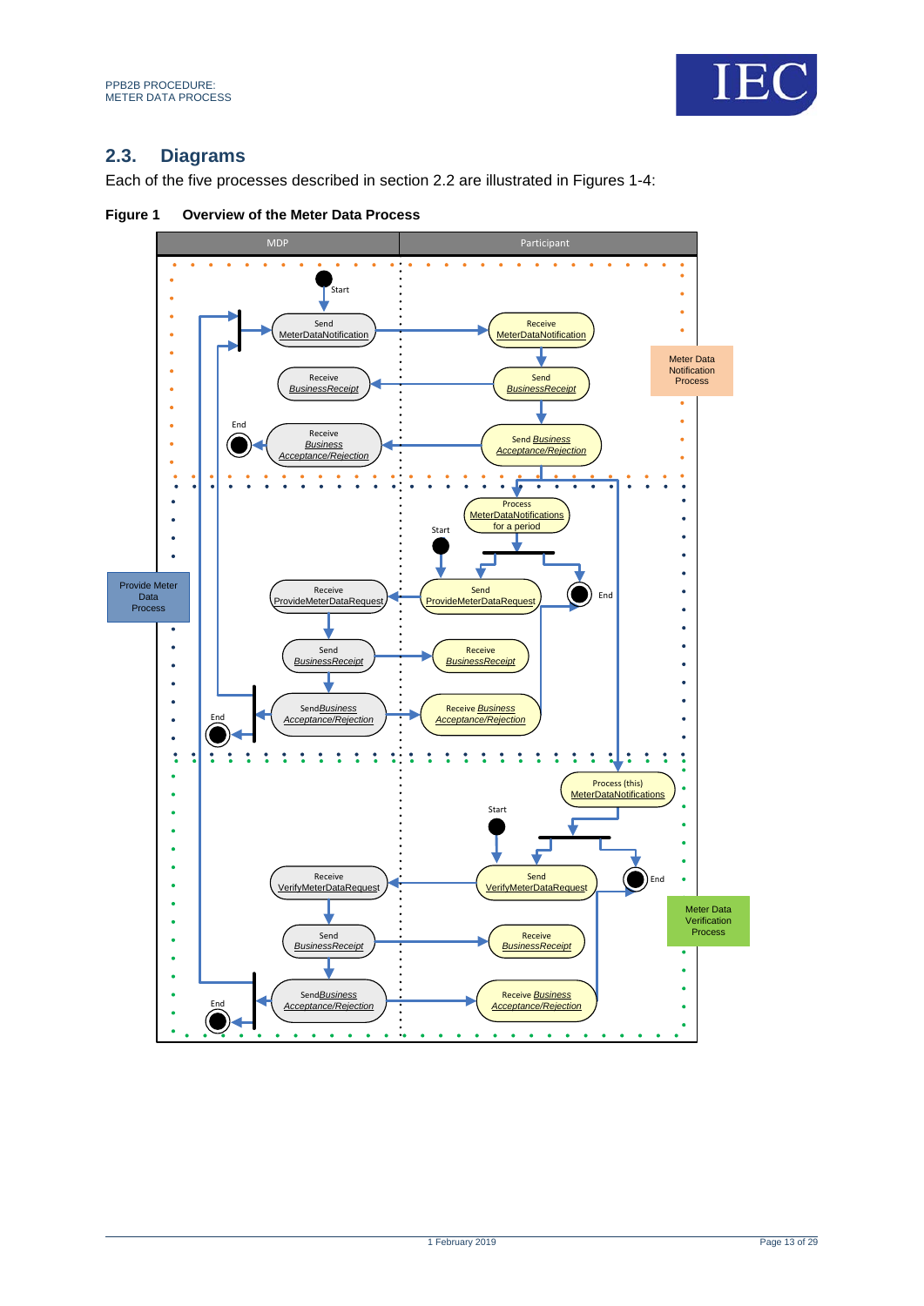## 2.3. Diagrams

Each of the five processes described in section 2.2 are illustrated in Figures 1-4:

**Figure 1 Overview of the Meter Data Process**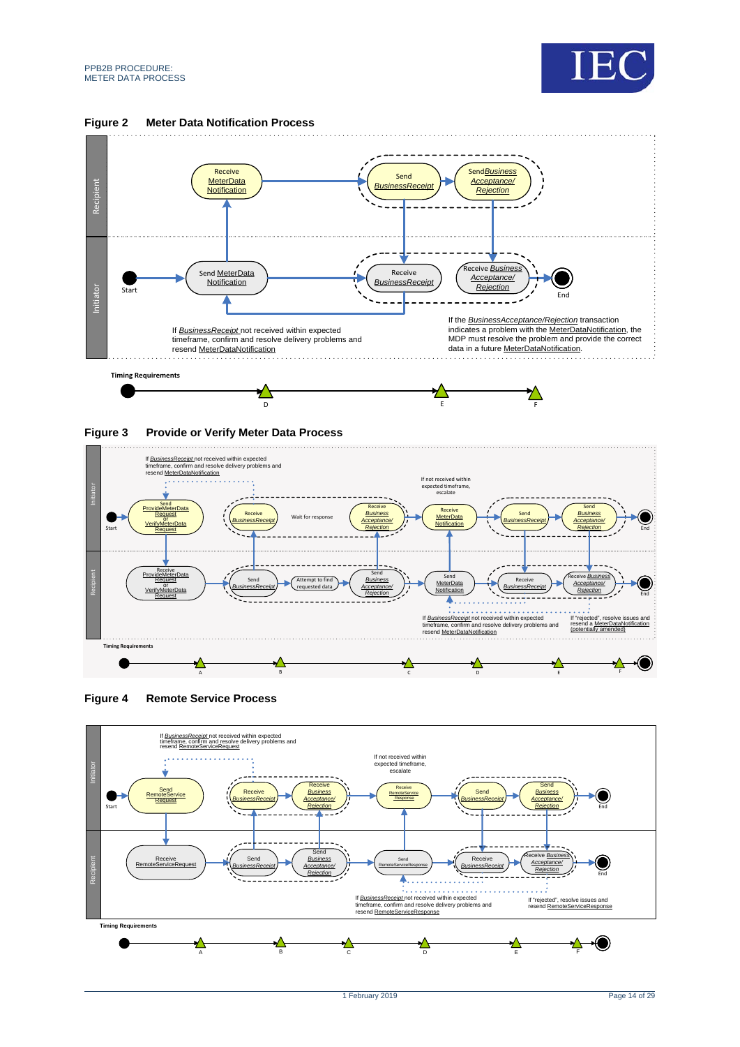**Figure 2 Meter Data Notification Process**

Recipient

Receive MeterData Notification

Send BusinessReceipt

Send Business Acceptance/ Rejection

Initiator

Start

Send MeterData Notification

Receive BusinessReceipt

Receive Business Acceptance/ Rejection

End

If BusinessReceipt not received within expected timeframe, confirm and resolve delivery problems and resend MeterDataNotification

If the BusinessAcceptance/Rejection transaction indicates a problem with the MeterDataNotification, the MDP must resolve the problem and provide the correct data in a future MeterDataNotification.

Timing Requirements

D E F

**Figure 3 Provide or Verify Meter Data Process**

If BusinessReceipt not received within expected timeframe, confirm and resolve delivery problems and resend MeterDataNotification

If not received within expected timeframe, escalate

Initiator

Start

Send ProvideMeterData Request or VerifyMeterData Request

Receive BusinessReceipt

Wait for response

Receive Business Acceptance/ Rejection

Receive MeterData Notification

Send BusinessReceipt

Send Business Acceptance/ Rejection

End

Recipient

Receive ProvideMeterData Request or VerifyMeterData Request

Send BusinessReceipt

Attempt to find requested data

Send Business Acceptance/ Rejection

Send MeterData Notification

Receive BusinessReceipt

Receive Business Acceptance/ Rejection

End

If BusinessReceipt not received within expected timeframe, confirm and resolve delivery problems and resend MeterDataNotification

If "rejected", resolve issues and resend a MeterDataNotification (potentially amended)

Timing Requirements

A B C D E F

**Figure 4 Remote Service Process**

If BusinessReceipt not received within expected timeframe, confirm and resolve delivery problems and resend RemoteServiceRequest

If not received within expected timeframe, escalate

Initiator

Start

Send RemoteService Request

Receive BusinessReceipt

Receive Business Acceptance/ Rejection

Receive RemoteService Response

Send BusinessReceipt

Send Business Acceptance/ Rejection

End

Recipient

Receive RemoteServiceRequest

Send BusinessReceipt

Send Business Acceptance/ Rejection

Send RemoteServiceResponse

Receive BusinessReceipt

Receive Business Acceptance/ Rejection

End

If BusinessReceipt not received within expected timeframe, confirm and resolve delivery problems and resend RemoteServiceResponse

If "rejected", resolve issues and resend RemoteServiceResponse

Timing Requirements

A B C D E F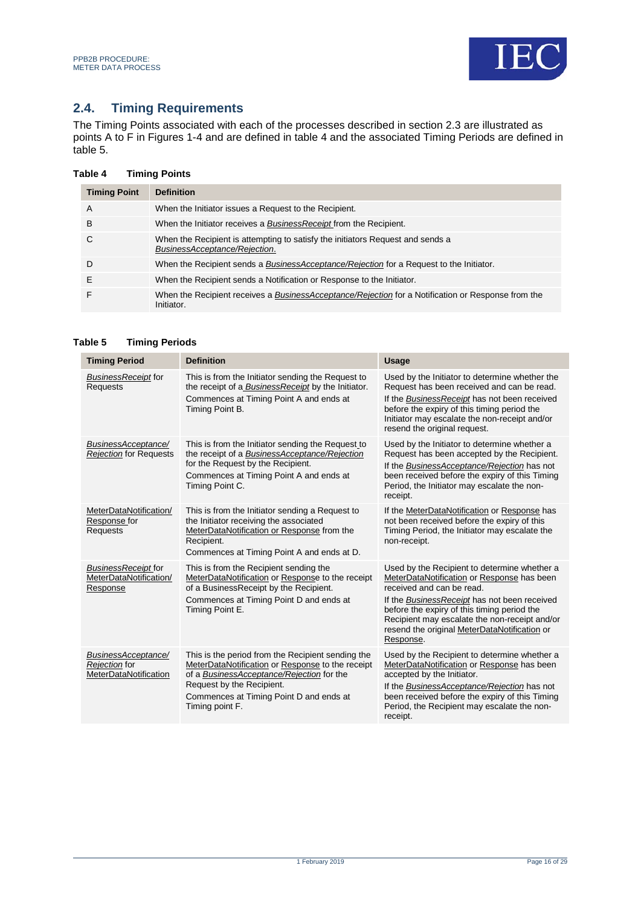## 2.4. Timing Requirements

The Timing Points associated with each of the processes described in section 2.3 are illustrated as points A to F in Figures 1-4 and are defined in table 4 and the associated Timing Periods are defined in table 5.

**Table 4 Timing Points**

| Timing Point | Definition |
|---|---|
| A | When the Initiator issues a Request to the Recipient. |
| B | When the Initiator receives a *BusinessReceipt* from the Recipient. |
| C | When the Recipient is attempting to satisfy the initiators Request and sends a *BusinessAcceptance/Rejection*. |
| D | When the Recipient sends a *BusinessAcceptance/Rejection* for a Request to the Initiator. |
| E | When the Recipient sends a Notification or Response to the Initiator. |
| F | When the Recipient receives a *BusinessAcceptance/Rejection* for a Notification or Response from the Initiator. |

**Table 5 Timing Periods**

| Timing Period | Definition | Usage |
|---|---|---|
| *BusinessReceipt* for Requests | This is from the Initiator sending the Request to the receipt of a *BusinessReceipt* by the Initiator.<br>Commences at Timing Point A and ends at Timing Point B. | Used by the Initiator to determine whether the Request has been received and can be read.<br>If the *BusinessReceipt* has not been received before the expiry of this timing period the Initiator may escalate the non-receipt and/or resend the original request. |
| *BusinessAcceptance/ Rejection* for Requests | This is from the Initiator sending the Request to the receipt of a *BusinessAcceptance/Rejection* for the Request by the Recipient.<br>Commences at Timing Point A and ends at Timing Point C. | Used by the Initiator to determine whether a Request has been accepted by the Recipient.<br>If the *BusinessAcceptance/Rejection* has not been received before the expiry of this Timing Period, the Initiator may escalate the non-receipt. |
| MeterDataNotification/ Response for Requests | This is from the Initiator sending a Request to the Initiator receiving the associated MeterDataNotification or Response from the Recipient.<br>Commences at Timing Point A and ends at D. | If the MeterDataNotification or Response has not been received before the expiry of this Timing Period, the Initiator may escalate the non-receipt. |
| *BusinessReceipt* for MeterDataNotification/ Response | This is from the Recipient sending the MeterDataNotification or Response to the receipt of a BusinessReceipt by the Recipient.<br>Commences at Timing Point D and ends at Timing Point E. | Used by the Recipient to determine whether a MeterDataNotification or Response has been received and can be read.<br>If the *BusinessReceipt* has not been received before the expiry of this timing period the Recipient may escalate the non-receipt and/or resend the original MeterDataNotification or Response. |
| *BusinessAcceptance/ Rejection* for MeterDataNotification | This is the period from the Recipient sending the MeterDataNotification or Response to the receipt of a *BusinessAcceptance/Rejection* for the Request by the Recipient.<br>Commences at Timing Point D and ends at Timing point F. | Used by the Recipient to determine whether a MeterDataNotification or Response has been accepted by the Initiator.<br>If the *BusinessAcceptance/Rejection* has not been received before the expiry of this Timing Period, the Recipient may escalate the non-receipt. |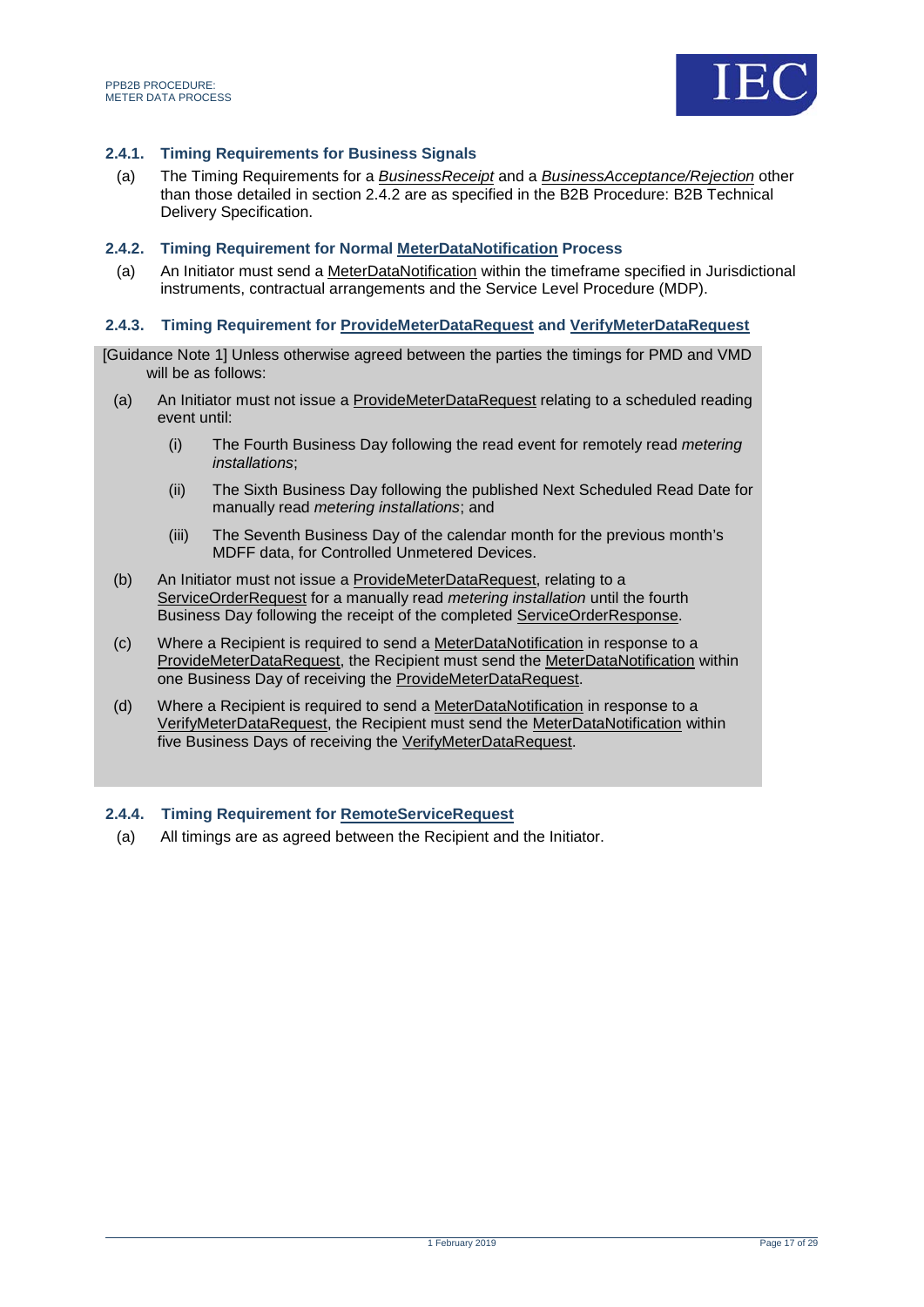### 2.4.1. Timing Requirements for Business Signals

(a) The Timing Requirements for a *BusinessReceipt* and a *BusinessAcceptance/Rejection* other than those detailed in section 2.4.2 are as specified in the B2B Procedure: B2B Technical Delivery Specification.

### 2.4.2. Timing Requirement for Normal MeterDataNotification Process

(a) An Initiator must send a MeterDataNotification within the timeframe specified in Jurisdictional instruments, contractual arrangements and the Service Level Procedure (MDP).

### 2.4.3. Timing Requirement for ProvideMeterDataRequest and VerifyMeterDataRequest

[Guidance Note 1] Unless otherwise agreed between the parties the timings for PMD and VMD will be as follows:

(a) An Initiator must not issue a ProvideMeterDataRequest relating to a scheduled reading event until:

  (i) The Fourth Business Day following the read event for remotely read *metering installations*;

  (ii) The Sixth Business Day following the published Next Scheduled Read Date for manually read *metering installations*; and

  (iii) The Seventh Business Day of the calendar month for the previous month's MDFF data, for Controlled Unmetered Devices.

(b) An Initiator must not issue a ProvideMeterDataRequest, relating to a ServiceOrderRequest for a manually read *metering installation* until the fourth Business Day following the receipt of the completed ServiceOrderResponse.

(c) Where a Recipient is required to send a MeterDataNotification in response to a ProvideMeterDataRequest, the Recipient must send the MeterDataNotification within one Business Day of receiving the ProvideMeterDataRequest.

(d) Where a Recipient is required to send a MeterDataNotification in response to a VerifyMeterDataRequest, the Recipient must send the MeterDataNotification within five Business Days of receiving the VerifyMeterDataRequest.

### 2.4.4. Timing Requirement for RemoteServiceRequest

(a) All timings are as agreed between the Recipient and the Initiator.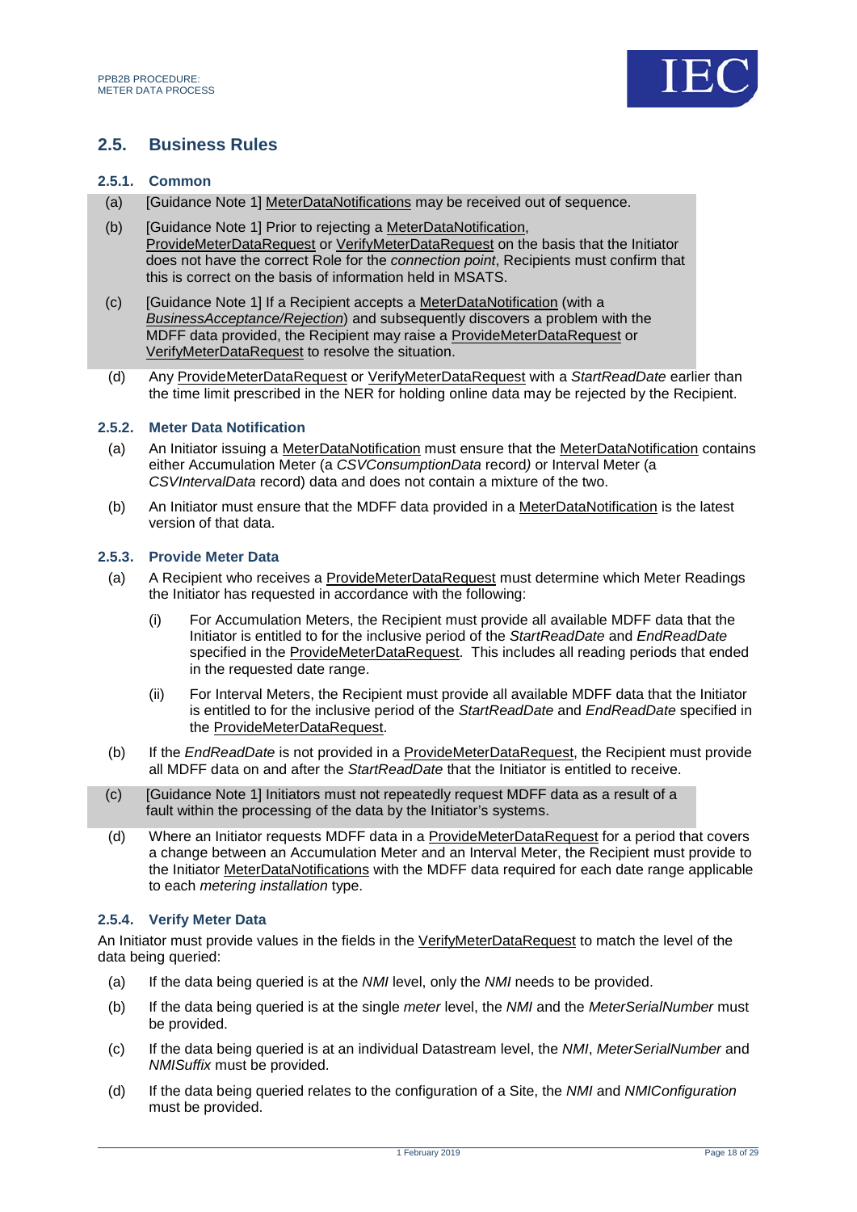## 2.5. Business Rules

### 2.5.1. Common

(a) [Guidance Note 1] MeterDataNotifications may be received out of sequence.

(b) [Guidance Note 1] Prior to rejecting a MeterDataNotification, ProvideMeterDataRequest or VerifyMeterDataRequest on the basis that the Initiator does not have the correct Role for the *connection point*, Recipients must confirm that this is correct on the basis of information held in MSATS.

(c) [Guidance Note 1] If a Recipient accepts a MeterDataNotification (with a *BusinessAcceptance/Rejection*) and subsequently discovers a problem with the MDFF data provided, the Recipient may raise a ProvideMeterDataRequest or VerifyMeterDataRequest to resolve the situation.

(d) Any ProvideMeterDataRequest or VerifyMeterDataRequest with a *StartReadDate* earlier than the time limit prescribed in the NER for holding online data may be rejected by the Recipient.

### 2.5.2. Meter Data Notification

(a) An Initiator issuing a MeterDataNotification must ensure that the MeterDataNotification contains either Accumulation Meter (a *CSVConsumptionData* record*)* or Interval Meter (a *CSVIntervalData* record) data and does not contain a mixture of the two.

(b) An Initiator must ensure that the MDFF data provided in a MeterDataNotification is the latest version of that data.

### 2.5.3. Provide Meter Data

(a) A Recipient who receives a ProvideMeterDataRequest must determine which Meter Readings the Initiator has requested in accordance with the following:

  (i) For Accumulation Meters, the Recipient must provide all available MDFF data that the Initiator is entitled to for the inclusive period of the *StartReadDate* and *EndReadDate* specified in the ProvideMeterDataRequest. This includes all reading periods that ended in the requested date range.

  (ii) For Interval Meters, the Recipient must provide all available MDFF data that the Initiator is entitled to for the inclusive period of the *StartReadDate* and *EndReadDate* specified in the ProvideMeterDataRequest.

(b) If the *EndReadDate* is not provided in a ProvideMeterDataRequest, the Recipient must provide all MDFF data on and after the *StartReadDate* that the Initiator is entitled to receive.

(c) [Guidance Note 1] Initiators must not repeatedly request MDFF data as a result of a fault within the processing of the data by the Initiator's systems.

(d) Where an Initiator requests MDFF data in a ProvideMeterDataRequest for a period that covers a change between an Accumulation Meter and an Interval Meter, the Recipient must provide to the Initiator MeterDataNotifications with the MDFF data required for each date range applicable to each *metering installation* type.

### 2.5.4. Verify Meter Data

An Initiator must provide values in the fields in the VerifyMeterDataRequest to match the level of the data being queried:

(a) If the data being queried is at the *NMI* level, only the *NMI* needs to be provided.

(b) If the data being queried is at the single *meter* level, the *NMI* and the *MeterSerialNumber* must be provided.

(c) If the data being queried is at an individual Datastream level, the *NMI*, *MeterSerialNumber* and *NMISuffix* must be provided.

(d) If the data being queried relates to the configuration of a Site, the *NMI* and *NMIConfiguration* must be provided.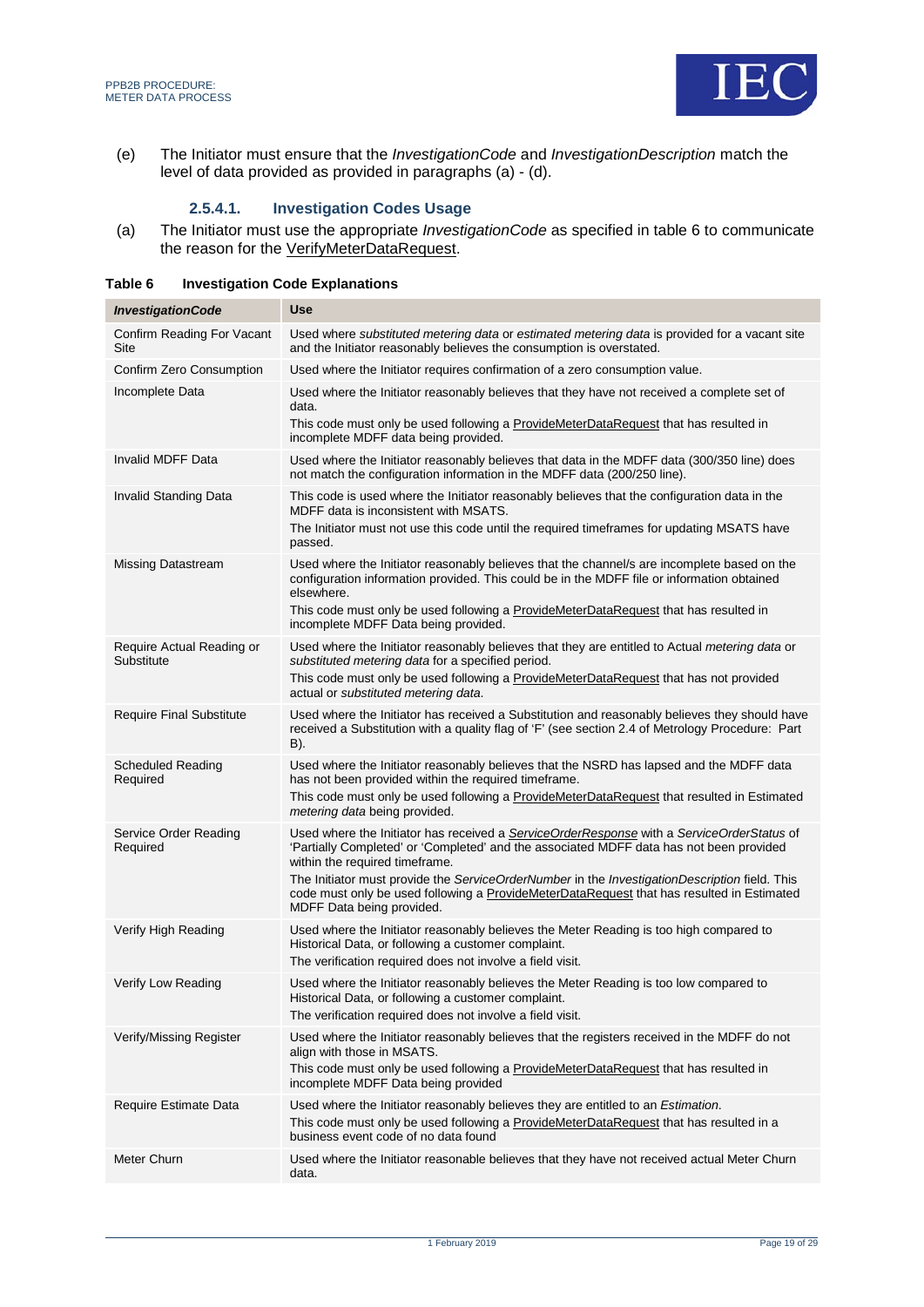(e) The Initiator must ensure that the *InvestigationCode* and *InvestigationDescription* match the level of data provided as provided in paragraphs (a) - (d).

#### 2.5.4.1. Investigation Codes Usage

(a) The Initiator must use the appropriate *InvestigationCode* as specified in table 6 to communicate the reason for the VerifyMeterDataRequest.

**Table 6 Investigation Code Explanations**

| ***InvestigationCode*** | **Use** |
|---|---|
| Confirm Reading For Vacant Site | Used where *substituted metering data* or *estimated metering data* is provided for a vacant site and the Initiator reasonably believes the consumption is overstated. |
| Confirm Zero Consumption | Used where the Initiator requires confirmation of a zero consumption value. |
| Incomplete Data | Used where the Initiator reasonably believes that they have not received a complete set of data.<br>This code must only be used following a ProvideMeterDataRequest that has resulted in incomplete MDFF data being provided. |
| Invalid MDFF Data | Used where the Initiator reasonably believes that data in the MDFF data (300/350 line) does not match the configuration information in the MDFF data (200/250 line). |
| Invalid Standing Data | This code is used where the Initiator reasonably believes that the configuration data in the MDFF data is inconsistent with MSATS.<br>The Initiator must not use this code until the required timeframes for updating MSATS have passed. |
| Missing Datastream | Used where the Initiator reasonably believes that the channel/s are incomplete based on the configuration information provided. This could be in the MDFF file or information obtained elsewhere.<br>This code must only be used following a ProvideMeterDataRequest that has resulted in incomplete MDFF Data being provided. |
| Require Actual Reading or Substitute | Used where the Initiator reasonably believes that they are entitled to Actual *metering data* or *substituted metering data* for a specified period.<br>This code must only be used following a ProvideMeterDataRequest that has not provided actual or *substituted metering data*. |
| Require Final Substitute | Used where the Initiator has received a Substitution and reasonably believes they should have received a Substitution with a quality flag of 'F' (see section 2.4 of Metrology Procedure: Part B). |
| Scheduled Reading Required | Used where the Initiator reasonably believes that the NSRD has lapsed and the MDFF data has not been provided within the required timeframe.<br>This code must only be used following a ProvideMeterDataRequest that resulted in Estimated *metering data* being provided. |
| Service Order Reading Required | Used where the Initiator has received a *ServiceOrderResponse* with a *ServiceOrderStatus* of 'Partially Completed' or 'Completed' and the associated MDFF data has not been provided within the required timeframe.<br>The Initiator must provide the *ServiceOrderNumber* in the *InvestigationDescription* field. This code must only be used following a ProvideMeterDataRequest that has resulted in Estimated MDFF Data being provided. |
| Verify High Reading | Used where the Initiator reasonably believes the Meter Reading is too high compared to Historical Data, or following a customer complaint.<br>The verification required does not involve a field visit. |
| Verify Low Reading | Used where the Initiator reasonably believes the Meter Reading is too low compared to Historical Data, or following a customer complaint.<br>The verification required does not involve a field visit. |
| Verify/Missing Register | Used where the Initiator reasonably believes that the registers received in the MDFF do not align with those in MSATS.<br>This code must only be used following a ProvideMeterDataRequest that has resulted in incomplete MDFF Data being provided |
| Require Estimate Data | Used where the Initiator reasonably believes they are entitled to an *Estimation*.<br>This code must only be used following a ProvideMeterDataRequest that has resulted in a business event code of no data found |
| Meter Churn | Used where the Initiator reasonable believes that they have not received actual Meter Churn data. |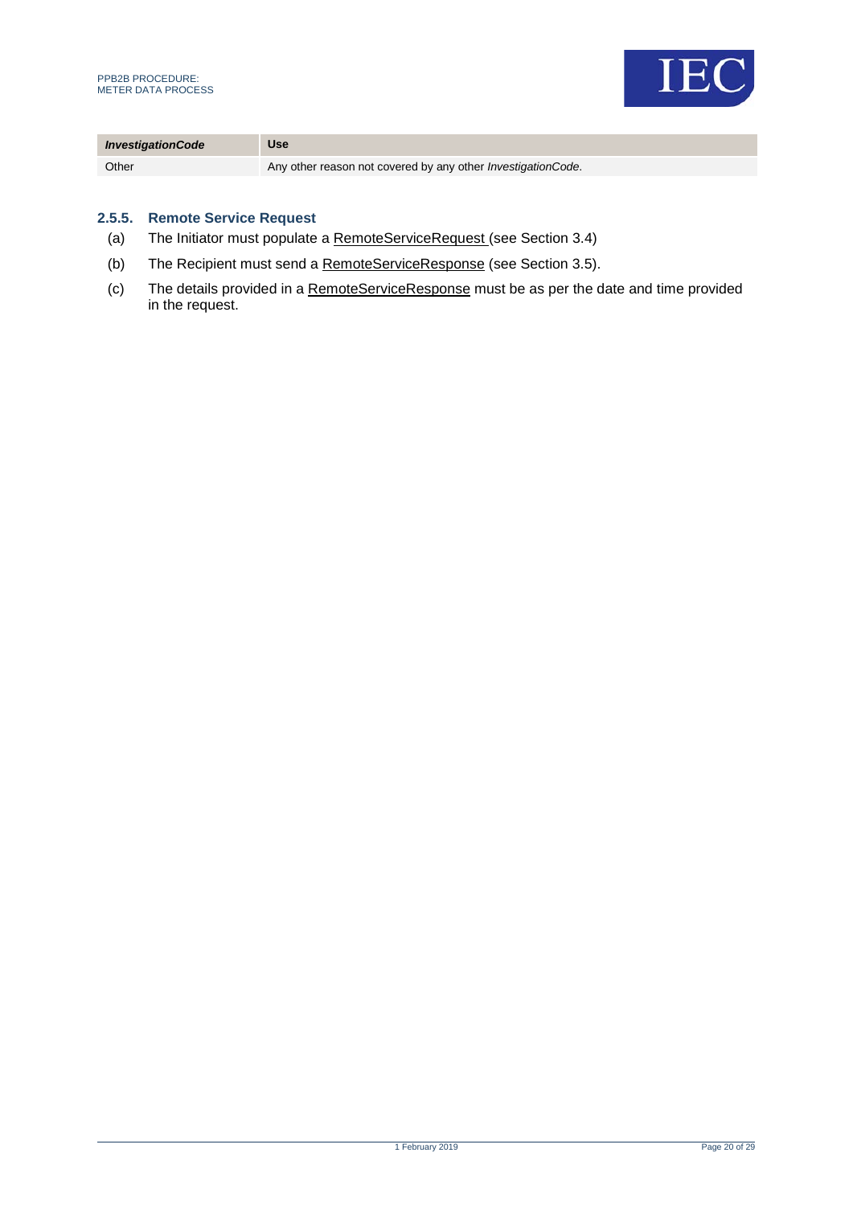| *InvestigationCode* | Use |
| --- | --- |
| Other | Any other reason not covered by any other *InvestigationCode*. |

### 2.5.5. Remote Service Request

(a) The Initiator must populate a RemoteServiceRequest (see Section 3.4)

(b) The Recipient must send a RemoteServiceResponse (see Section 3.5).

(c) The details provided in a RemoteServiceResponse must be as per the date and time provided in the request.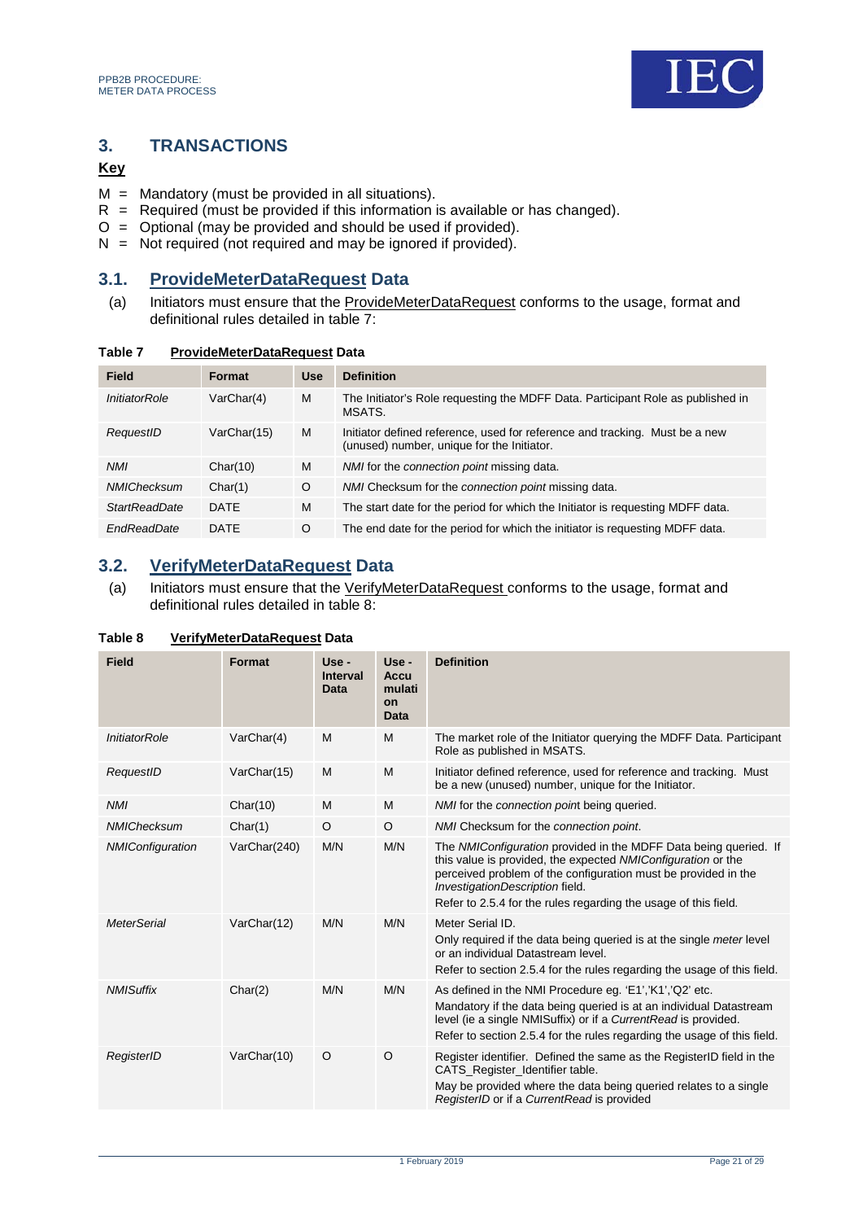## 3. TRANSACTIONS

**Key**

M = Mandatory (must be provided in all situations).
R = Required (must be provided if this information is available or has changed).
O = Optional (may be provided and should be used if provided).
N = Not required (not required and may be ignored if provided).

### 3.1. ProvideMeterDataRequest Data

(a) Initiators must ensure that the ProvideMeterDataRequest conforms to the usage, format and definitional rules detailed in table 7:

**Table 7 ProvideMeterDataRequest Data**

| Field | Format | Use | Definition |
|---|---|---|---|
| *InitiatorRole* | VarChar(4) | M | The Initiator's Role requesting the MDFF Data. Participant Role as published in MSATS. |
| *RequestID* | VarChar(15) | M | Initiator defined reference, used for reference and tracking. Must be a new (unused) number, unique for the Initiator. |
| *NMI* | Char(10) | M | *NMI* for the *connection point* missing data. |
| *NMIChecksum* | Char(1) | O | *NMI* Checksum for the *connection point* missing data. |
| *StartReadDate* | DATE | M | The start date for the period for which the Initiator is requesting MDFF data. |
| *EndReadDate* | DATE | O | The end date for the period for which the initiator is requesting MDFF data. |

### 3.2. VerifyMeterDataRequest Data

(a) Initiators must ensure that the VerifyMeterDataRequest conforms to the usage, format and definitional rules detailed in table 8:

**Table 8 VerifyMeterDataRequest Data**

| Field | Format | Use - Interval Data | Use - Accumulation Data | Definition |
|---|---|---|---|---|
| *InitiatorRole* | VarChar(4) | M | M | The market role of the Initiator querying the MDFF Data. Participant Role as published in MSATS. |
| *RequestID* | VarChar(15) | M | M | Initiator defined reference, used for reference and tracking. Must be a new (unused) number, unique for the Initiator. |
| *NMI* | Char(10) | M | M | *NMI* for the *connection point* being queried. |
| *NMIChecksum* | Char(1) | O | O | *NMI* Checksum for the *connection point*. |
| *NMIConfiguration* | VarChar(240) | M/N | M/N | The *NMIConfiguration* provided in the MDFF Data being queried. If this value is provided, the expected *NMIConfiguration* or the perceived problem of the configuration must be provided in the *InvestigationDescription* field.<br>Refer to 2.5.4 for the rules regarding the usage of this field. |
| *MeterSerial* | VarChar(12) | M/N | M/N | Meter Serial ID.<br>Only required if the data being queried is at the single *meter* level or an individual Datastream level.<br>Refer to section 2.5.4 for the rules regarding the usage of this field. |
| *NMISuffix* | Char(2) | M/N | M/N | As defined in the NMI Procedure eg. 'E1','K1','Q2' etc.<br>Mandatory if the data being queried is at an individual Datastream level (ie a single NMISuffix) or if a *CurrentRead* is provided.<br>Refer to section 2.5.4 for the rules regarding the usage of this field. |
| *RegisterID* | VarChar(10) | O | O | Register identifier. Defined the same as the RegisterID field in the CATS_Register_Identifier table.<br>May be provided where the data being queried relates to a single *RegisterID* or if a *CurrentRead* is provided |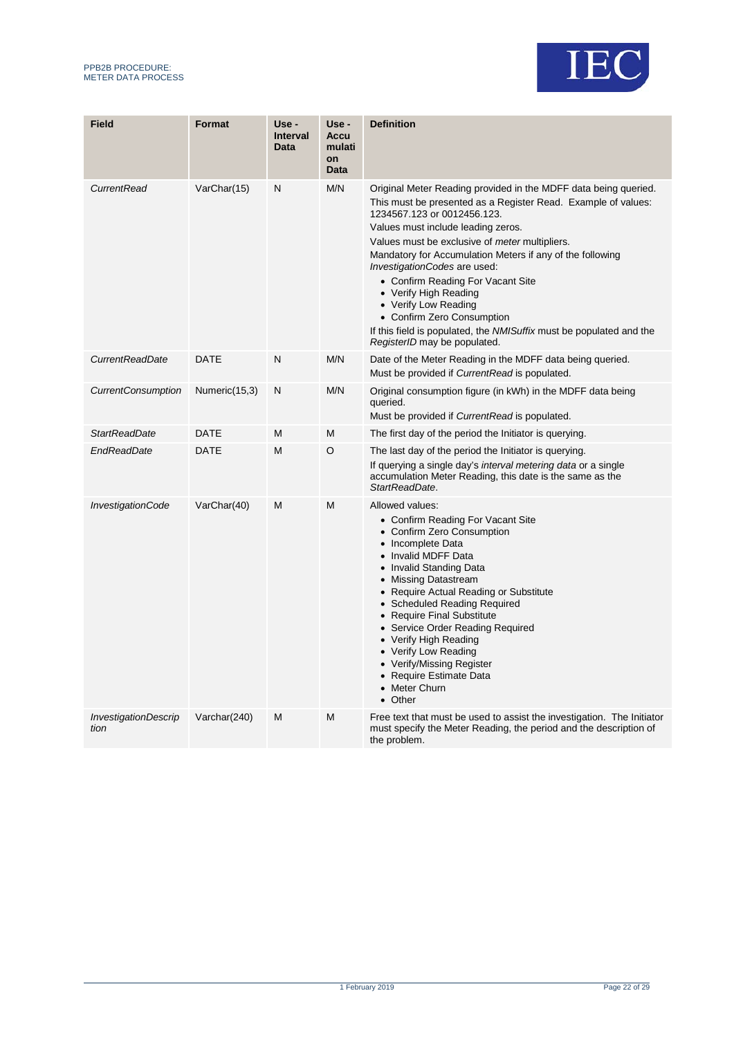| Field | Format | Use - Interval Data | Use - Accumulation Data | Definition |
|---|---|---|---|---|
| *CurrentRead* | VarChar(15) | N | M/N | Original Meter Reading provided in the MDFF data being queried.<br>This must be presented as a Register Read. Example of values: 1234567.123 or 0012456.123.<br>Values must include leading zeros.<br>Values must be exclusive of *meter* multipliers.<br>Mandatory for Accumulation Meters if any of the following *InvestigationCodes* are used:<br>• Confirm Reading For Vacant Site<br>• Verify High Reading<br>• Verify Low Reading<br>• Confirm Zero Consumption<br>If this field is populated, the *NMISuffix* must be populated and the *RegisterID* may be populated. |
| *CurrentReadDate* | DATE | N | M/N | Date of the Meter Reading in the MDFF data being queried.<br>Must be provided if *CurrentRead* is populated. |
| *CurrentConsumption* | Numeric(15,3) | N | M/N | Original consumption figure (in kWh) in the MDFF data being queried.<br>Must be provided if *CurrentRead* is populated. |
| *StartReadDate* | DATE | M | M | The first day of the period the Initiator is querying. |
| *EndReadDate* | DATE | M | O | The last day of the period the Initiator is querying.<br>If querying a single day's *interval metering data* or a single accumulation Meter Reading, this date is the same as the *StartReadDate*. |
| *InvestigationCode* | VarChar(40) | M | M | Allowed values:<br>• Confirm Reading For Vacant Site<br>• Confirm Zero Consumption<br>• Incomplete Data<br>• Invalid MDFF Data<br>• Invalid Standing Data<br>• Missing Datastream<br>• Require Actual Reading or Substitute<br>• Scheduled Reading Required<br>• Require Final Substitute<br>• Service Order Reading Required<br>• Verify High Reading<br>• Verify Low Reading<br>• Verify/Missing Register<br>• Require Estimate Data<br>• Meter Churn<br>• Other |
| *InvestigationDescription* | Varchar(240) | M | M | Free text that must be used to assist the investigation. The Initiator must specify the Meter Reading, the period and the description of the problem. |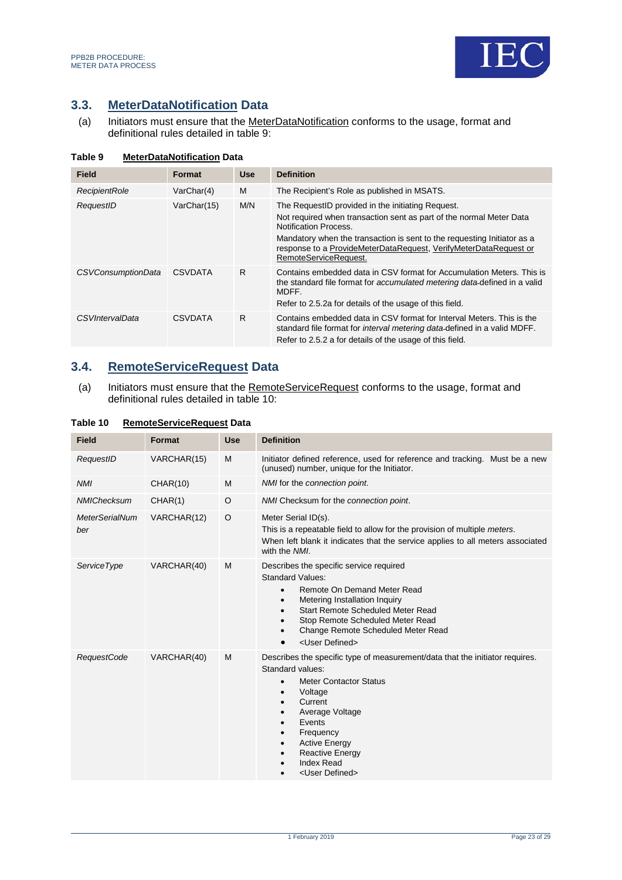## 3.3. MeterDataNotification Data

(a) Initiators must ensure that the MeterDataNotification conforms to the usage, format and definitional rules detailed in table 9:

**Table 9 MeterDataNotification Data**

| Field | Format | Use | Definition |
|---|---|---|---|
| *RecipientRole* | VarChar(4) | M | The Recipient's Role as published in MSATS. |
| *RequestID* | VarChar(15) | M/N | The RequestID provided in the initiating Request.<br>Not required when transaction sent as part of the normal Meter Data Notification Process.<br>Mandatory when the transaction is sent to the requesting Initiator as a response to a ProvideMeterDataRequest, VerifyMeterDataRequest or RemoteServiceRequest. |
| *CSVConsumptionData* | CSVDATA | R | Contains embedded data in CSV format for Accumulation Meters. This is the standard file format for *accumulated metering data* defined in a valid MDFF.<br>Refer to 2.5.2a for details of the usage of this field. |
| *CSVIntervalData* | CSVDATA | R | Contains embedded data in CSV format for Interval Meters. This is the standard file format for *interval metering data* defined in a valid MDFF.<br>Refer to 2.5.2 a for details of the usage of this field. |

## 3.4. RemoteServiceRequest Data

(a) Initiators must ensure that the RemoteServiceRequest conforms to the usage, format and definitional rules detailed in table 10:

**Table 10 RemoteServiceRequest Data**

| Field | Format | Use | Definition |
|---|---|---|---|
| *RequestID* | VARCHAR(15) | M | Initiator defined reference, used for reference and tracking. Must be a new (unused) number, unique for the Initiator. |
| *NMI* | CHAR(10) | M | *NMI* for the *connection point*. |
| *NMIChecksum* | CHAR(1) | O | *NMI* Checksum for the *connection point*. |
| *MeterSerialNumber* | VARCHAR(12) | O | Meter Serial ID(s).<br>This is a repeatable field to allow for the provision of multiple *meters*.<br>When left blank it indicates that the service applies to all meters associated with the *NMI*. |
| *ServiceType* | VARCHAR(40) | M | Describes the specific service required<br>Standard Values:<br>• Remote On Demand Meter Read<br>• Metering Installation Inquiry<br>• Start Remote Scheduled Meter Read<br>• Stop Remote Scheduled Meter Read<br>• Change Remote Scheduled Meter Read<br>• <User Defined> |
| *RequestCode* | VARCHAR(40) | M | Describes the specific type of measurement/data that the initiator requires.<br>Standard values:<br>• Meter Contactor Status<br>• Voltage<br>• Current<br>• Average Voltage<br>• Events<br>• Frequency<br>• Active Energy<br>• Reactive Energy<br>• Index Read<br>• <User Defined> |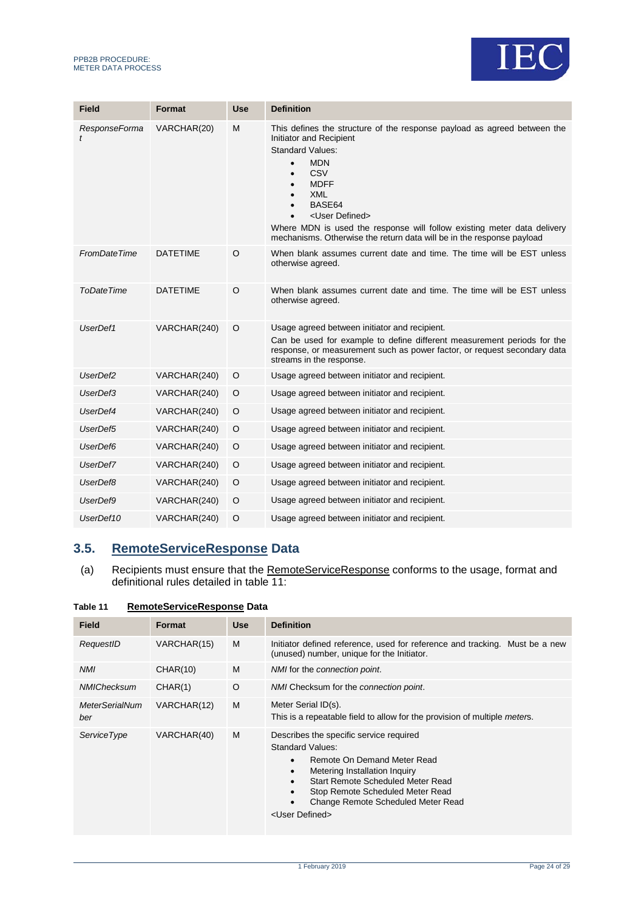| Field | Format | Use | Definition |
|---|---|---|---|
| *ResponseFormat* | VARCHAR(20) | M | This defines the structure of the response payload as agreed between the Initiator and Recipient<br>Standard Values:<br>• MDN<br>• CSV<br>• MDFF<br>• XML<br>• BASE64<br>• <User Defined><br>Where MDN is used the response will follow existing meter data delivery mechanisms. Otherwise the return data will be in the response payload |
| *FromDateTime* | DATETIME | O | When blank assumes current date and time. The time will be EST unless otherwise agreed. |
| *ToDateTime* | DATETIME | O | When blank assumes current date and time. The time will be EST unless otherwise agreed. |
| *UserDef1* | VARCHAR(240) | O | Usage agreed between initiator and recipient.<br>Can be used for example to define different measurement periods for the response, or measurement such as power factor, or request secondary data streams in the response. |
| *UserDef2* | VARCHAR(240) | O | Usage agreed between initiator and recipient. |
| *UserDef3* | VARCHAR(240) | O | Usage agreed between initiator and recipient. |
| *UserDef4* | VARCHAR(240) | O | Usage agreed between initiator and recipient. |
| *UserDef5* | VARCHAR(240) | O | Usage agreed between initiator and recipient. |
| *UserDef6* | VARCHAR(240) | O | Usage agreed between initiator and recipient. |
| *UserDef7* | VARCHAR(240) | O | Usage agreed between initiator and recipient. |
| *UserDef8* | VARCHAR(240) | O | Usage agreed between initiator and recipient. |
| *UserDef9* | VARCHAR(240) | O | Usage agreed between initiator and recipient. |
| *UserDef10* | VARCHAR(240) | O | Usage agreed between initiator and recipient. |

## 3.5. RemoteServiceResponse Data

(a) Recipients must ensure that the RemoteServiceResponse conforms to the usage, format and definitional rules detailed in table 11:

**Table 11 RemoteServiceResponse Data**

| Field | Format | Use | Definition |
|---|---|---|---|
| *RequestID* | VARCHAR(15) | M | Initiator defined reference, used for reference and tracking. Must be a new (unused) number, unique for the Initiator. |
| *NMI* | CHAR(10) | M | *NMI* for the *connection point*. |
| *NMIChecksum* | CHAR(1) | O | *NMI* Checksum for the *connection point*. |
| *MeterSerialNumber* | VARCHAR(12) | M | Meter Serial ID(s).<br>This is a repeatable field to allow for the provision of multiple *meters*. |
| *ServiceType* | VARCHAR(40) | M | Describes the specific service required<br>Standard Values:<br>• Remote On Demand Meter Read<br>• Metering Installation Inquiry<br>• Start Remote Scheduled Meter Read<br>• Stop Remote Scheduled Meter Read<br>• Change Remote Scheduled Meter Read<br><User Defined> |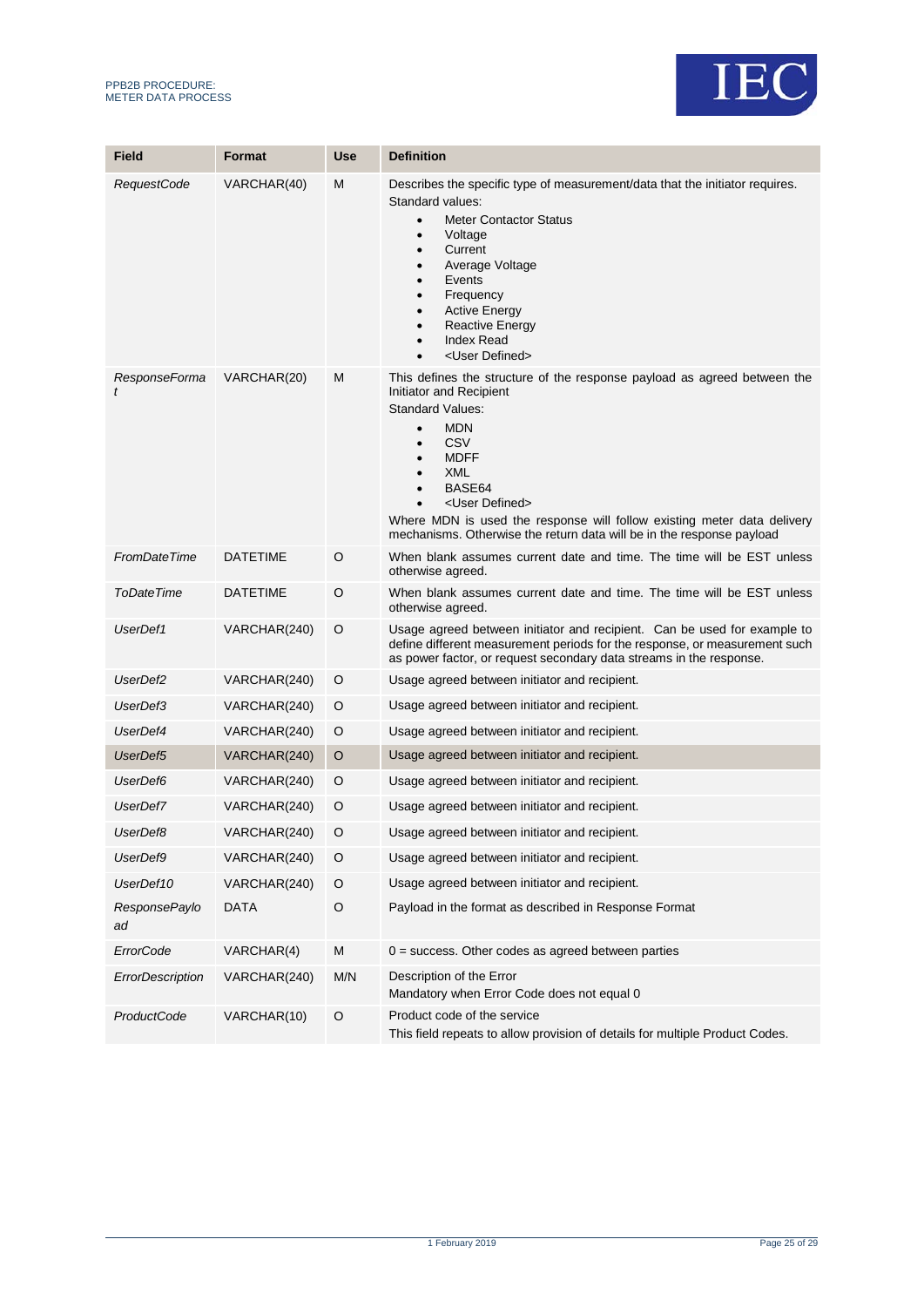| Field | Format | Use | Definition |
|---|---|---|---|
| *RequestCode* | VARCHAR(40) | M | Describes the specific type of measurement/data that the initiator requires.<br>Standard values:<br>• Meter Contactor Status<br>• Voltage<br>• Current<br>• Average Voltage<br>• Events<br>• Frequency<br>• Active Energy<br>• Reactive Energy<br>• Index Read<br>• <User Defined> |
| *ResponseFormat* | VARCHAR(20) | M | This defines the structure of the response payload as agreed between the Initiator and Recipient<br>Standard Values:<br>• MDN<br>• CSV<br>• MDFF<br>• XML<br>• BASE64<br>• <User Defined><br>Where MDN is used the response will follow existing meter data delivery mechanisms. Otherwise the return data will be in the response payload |
| *FromDateTime* | DATETIME | O | When blank assumes current date and time. The time will be EST unless otherwise agreed. |
| *ToDateTime* | DATETIME | O | When blank assumes current date and time. The time will be EST unless otherwise agreed. |
| *UserDef1* | VARCHAR(240) | O | Usage agreed between initiator and recipient. Can be used for example to define different measurement periods for the response, or measurement such as power factor, or request secondary data streams in the response. |
| *UserDef2* | VARCHAR(240) | O | Usage agreed between initiator and recipient. |
| *UserDef3* | VARCHAR(240) | O | Usage agreed between initiator and recipient. |
| *UserDef4* | VARCHAR(240) | O | Usage agreed between initiator and recipient. |
| *UserDef5* | VARCHAR(240) | O | Usage agreed between initiator and recipient. |
| *UserDef6* | VARCHAR(240) | O | Usage agreed between initiator and recipient. |
| *UserDef7* | VARCHAR(240) | O | Usage agreed between initiator and recipient. |
| *UserDef8* | VARCHAR(240) | O | Usage agreed between initiator and recipient. |
| *UserDef9* | VARCHAR(240) | O | Usage agreed between initiator and recipient. |
| *UserDef10* | VARCHAR(240) | O | Usage agreed between initiator and recipient. |
| *ResponsePayload* | DATA | O | Payload in the format as described in Response Format |
| *ErrorCode* | VARCHAR(4) | M | 0 = success. Other codes as agreed between parties |
| *ErrorDescription* | VARCHAR(240) | M/N | Description of the Error<br>Mandatory when Error Code does not equal 0 |
| *ProductCode* | VARCHAR(10) | O | Product code of the service<br>This field repeats to allow provision of details for multiple Product Codes. |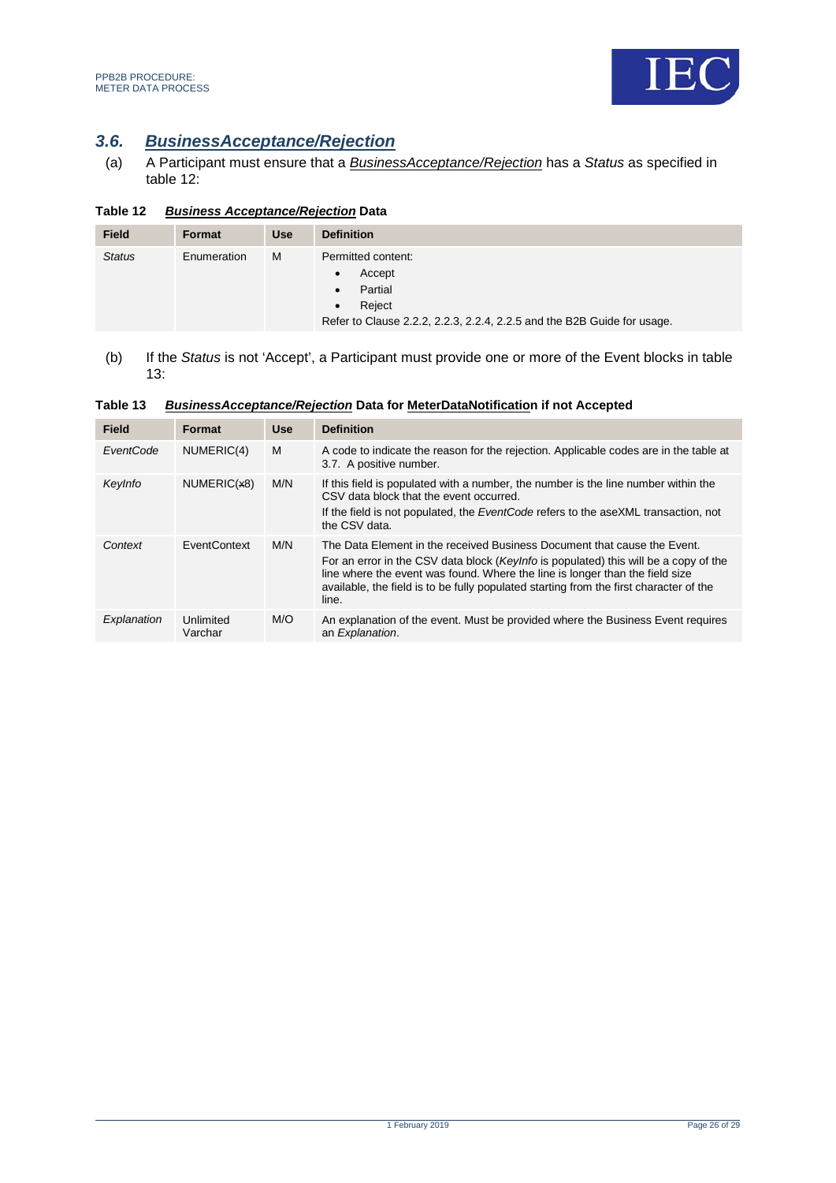## 3.6. *BusinessAcceptance/Rejection*

(a) A Participant must ensure that a *BusinessAcceptance/Rejection* has a *Status* as specified in table 12:

**Table 12 *Business Acceptance/Rejection* Data**

| Field | Format | Use | Definition |
|---|---|---|---|
| *Status* | Enumeration | M | Permitted content:<br>• Accept<br>• Partial<br>• Reject<br>Refer to Clause 2.2.2, 2.2.3, 2.2.4, 2.2.5 and the B2B Guide for usage. |

(b) If the *Status* is not 'Accept', a Participant must provide one or more of the Event blocks in table 13:

**Table 13 *BusinessAcceptance/Rejection* Data for MeterDataNotification if not Accepted**

| Field | Format | Use | Definition |
|---|---|---|---|
| *EventCode* | NUMERIC(4) | M | A code to indicate the reason for the rejection. Applicable codes are in the table at 3.7. A positive number. |
| *KeyInfo* | NUMERIC(x8) | M/N | If this field is populated with a number, the number is the line number within the CSV data block that the event occurred.<br>If the field is not populated, the *EventCode* refers to the aseXML transaction, not the CSV data. |
| *Context* | EventContext | M/N | The Data Element in the received Business Document that cause the Event.<br>For an error in the CSV data block (*KeyInfo* is populated) this will be a copy of the line where the event was found. Where the line is longer than the field size available, the field is to be fully populated starting from the first character of the line. |
| *Explanation* | Unlimited Varchar | M/O | An explanation of the event. Must be provided where the Business Event requires an *Explanation*. |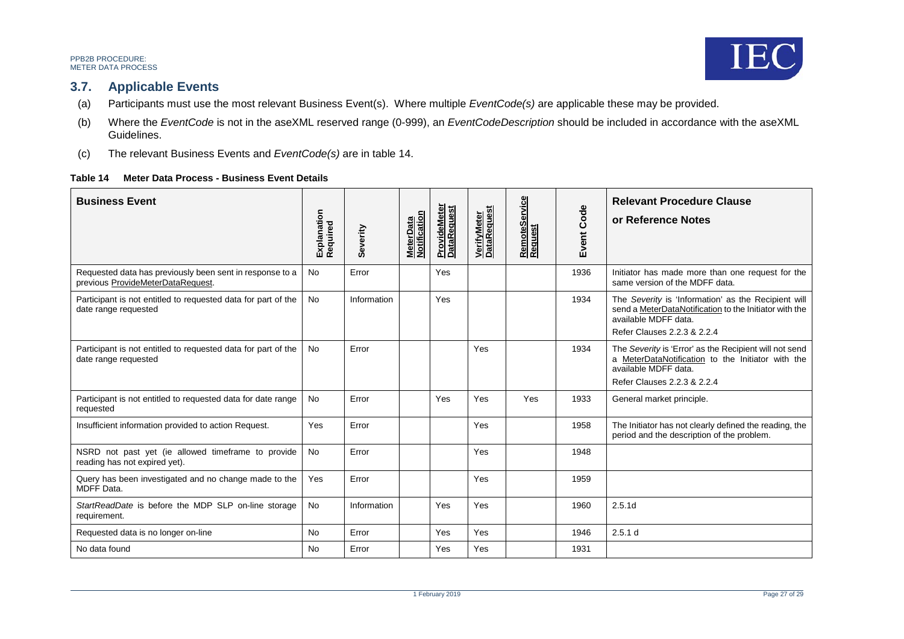## 3.7. Applicable Events

(a) Participants must use the most relevant Business Event(s). Where multiple *EventCode(s)* are applicable these may be provided.

(b) Where the *EventCode* is not in the aseXML reserved range (0-999), an *EventCodeDescription* should be included in accordance with the aseXML Guidelines.

(c) The relevant Business Events and *EventCode(s)* are in table 14.

**Table 14 Meter Data Process - Business Event Details**

| Business Event | Explanation Required | Severity | MeterData Notification | ProvideMeter DataRequest | VerifyMeter DataRequest | RemoteService Request | Event Code | Relevant Procedure Clause or Reference Notes |
|---|---|---|---|---|---|---|---|---|
| Requested data has previously been sent in response to a previous ProvideMeterDataRequest. | No | Error | | Yes | | | 1936 | Initiator has made more than one request for the same version of the MDFF data. |
| Participant is not entitled to requested data for part of the date range requested | No | Information | | Yes | | | 1934 | The *Severity* is 'Information' as the Recipient will send a MeterDataNotification to the Initiator with the available MDFF data.<br>Refer Clauses 2.2.3 & 2.2.4 |
| Participant is not entitled to requested data for part of the date range requested | No | Error | | | Yes | | 1934 | The *Severity* is 'Error' as the Recipient will not send a MeterDataNotification to the Initiator with the available MDFF data.<br>Refer Clauses 2.2.3 & 2.2.4 |
| Participant is not entitled to requested data for date range requested | No | Error | | Yes | Yes | Yes | 1933 | General market principle. |
| Insufficient information provided to action Request. | Yes | Error | | | Yes | | 1958 | The Initiator has not clearly defined the reading, the period and the description of the problem. |
| NSRD not past yet (ie allowed timeframe to provide reading has not expired yet). | No | Error | | | Yes | | 1948 | |
| Query has been investigated and no change made to the MDFF Data. | Yes | Error | | | Yes | | 1959 | |
| *StartReadDate* is before the MDP SLP on-line storage requirement. | No | Information | | Yes | Yes | | 1960 | 2.5.1d |
| Requested data is no longer on-line | No | Error | | Yes | Yes | | 1946 | 2.5.1 d |
| No data found | No | Error | | Yes | Yes | | 1931 | |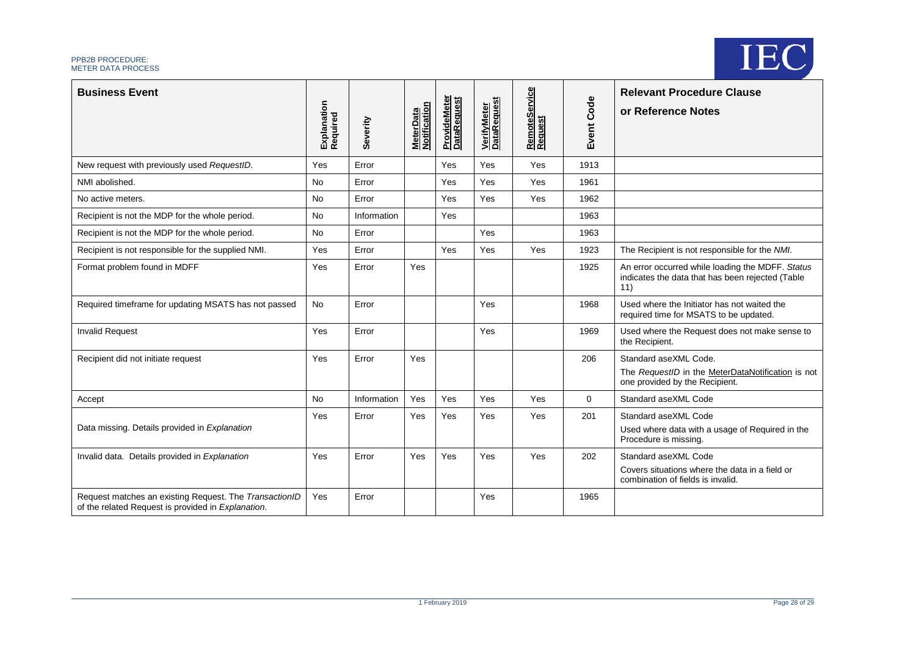| Business Event | Explanation Required | Severity | MeterData Notification | ProvideMeter DataRequest | VerifyMeter DataRequest | RemoteService Request | Event Code | Relevant Procedure Clause or Reference Notes |
|---|---|---|---|---|---|---|---|---|
| New request with previously used *RequestID*. | Yes | Error | | Yes | Yes | Yes | 1913 | |
| NMI abolished. | No | Error | | Yes | Yes | Yes | 1961 | |
| No active meters. | No | Error | | Yes | Yes | Yes | 1962 | |
| Recipient is not the MDP for the whole period. | No | Information | | Yes | | | 1963 | |
| Recipient is not the MDP for the whole period. | No | Error | | | Yes | | 1963 | |
| Recipient is not responsible for the supplied NMI. | Yes | Error | | Yes | Yes | Yes | 1923 | The Recipient is not responsible for the *NMI*. |
| Format problem found in MDFF | Yes | Error | Yes | | | | 1925 | An error occurred while loading the MDFF. *Status* indicates the data that has been rejected (Table 11) |
| Required timeframe for updating MSATS has not passed | No | Error | | | Yes | | 1968 | Used where the Initiator has not waited the required time for MSATS to be updated. |
| Invalid Request | Yes | Error | | | Yes | | 1969 | Used where the Request does not make sense to the Recipient. |
| Recipient did not initiate request | Yes | Error | Yes | | | | 206 | Standard aseXML Code.<br>The *RequestID* in the MeterDataNotification is not one provided by the Recipient. |
| Accept | No | Information | Yes | Yes | Yes | Yes | 0 | Standard aseXML Code |
| Data missing. Details provided in *Explanation* | Yes | Error | Yes | Yes | Yes | Yes | 201 | Standard aseXML Code<br>Used where data with a usage of Required in the Procedure is missing. |
| Invalid data. Details provided in *Explanation* | Yes | Error | Yes | Yes | Yes | Yes | 202 | Standard aseXML Code<br>Covers situations where the data in a field or combination of fields is invalid. |
| Request matches an existing Request. The *TransactionID* of the related Request is provided in *Explanation*. | Yes | Error | | | Yes | | 1965 | |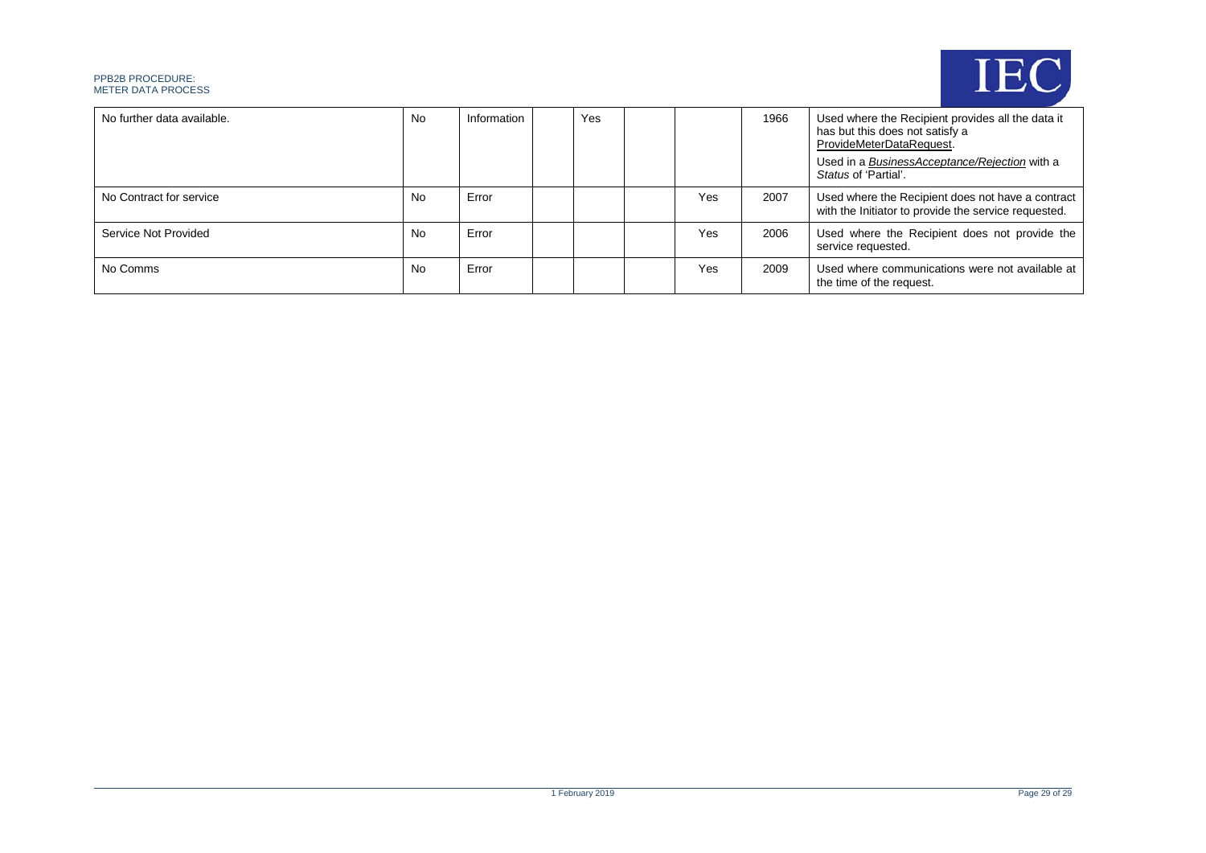| | | | | | | | | |
|---|---|---|---|---|---|---|---|---|
| No further data available. | No | Information | | Yes | | | 1966 | Used where the Recipient provides all the data it has but this does not satisfy a ProvideMeterDataRequest.<br><br>Used in a *BusinessAcceptance/Rejection* with a *Status* of 'Partial'. |
| No Contract for service | No | Error | | | | Yes | 2007 | Used where the Recipient does not have a contract with the Initiator to provide the service requested. |
| Service Not Provided | No | Error | | | | Yes | 2006 | Used where the Recipient does not provide the service requested. |
| No Comms | No | Error | | | | Yes | 2009 | Used where communications were not available at the time of the request. |